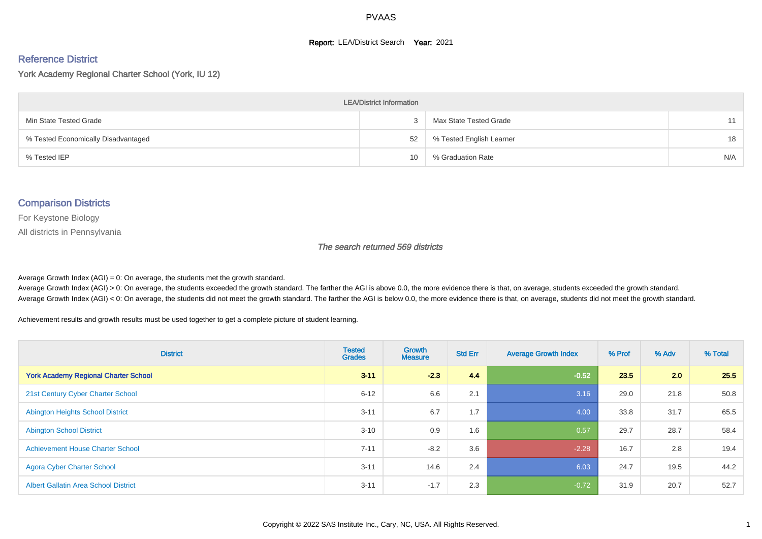# PVAAS

**Report:** LEA/District Search **Year:** 2021

## Reference District

York Academy Regional Charter School (York, IU 12)

| LEA/District Information | | | |
|---|---|---|---|
| Min State Tested Grade | 3 | Max State Tested Grade | 11 |
| % Tested Economically Disadvantaged | 52 | % Tested English Learner | 18 |
| % Tested IEP | 10 | % Graduation Rate | N/A |

## Comparison Districts

For Keystone Biology

All districts in Pennsylvania

*The search returned 569 districts*

Average Growth Index (AGI) = 0: On average, the students met the growth standard.
Average Growth Index (AGI) > 0: On average, the students exceeded the growth standard. The farther the AGI is above 0.0, the more evidence there is that, on average, students exceeded the growth standard.
Average Growth Index (AGI) < 0: On average, the students did not meet the growth standard. The farther the AGI is below 0.0, the more evidence there is that, on average, students did not meet the growth standard.

Achievement results and growth results must be used together to get a complete picture of student learning.

| District | Tested Grades | Growth Measure | Std Err | Average Growth Index | % Prof | % Adv | % Total |
|---|---|---|---|---|---|---|---|
| **York Academy Regional Charter School** | **3-11** | **-2.3** | **4.4** | **-0.52** | **23.5** | **2.0** | **25.5** |
| 21st Century Cyber Charter School | 6-12 | 6.6 | 2.1 | 3.16 | 29.0 | 21.8 | 50.8 |
| Abington Heights School District | 3-11 | 6.7 | 1.7 | 4.00 | 33.8 | 31.7 | 65.5 |
| Abington School District | 3-10 | 0.9 | 1.6 | 0.57 | 29.7 | 28.7 | 58.4 |
| Achievement House Charter School | 7-11 | -8.2 | 3.6 | -2.28 | 16.7 | 2.8 | 19.4 |
| Agora Cyber Charter School | 3-11 | 14.6 | 2.4 | 6.03 | 24.7 | 19.5 | 44.2 |
| Albert Gallatin Area School District | 3-11 | -1.7 | 2.3 | -0.72 | 31.9 | 20.7 | 52.7 |

Copyright © 2022 SAS Institute Inc., Cary, NC, USA. All Rights Reserved.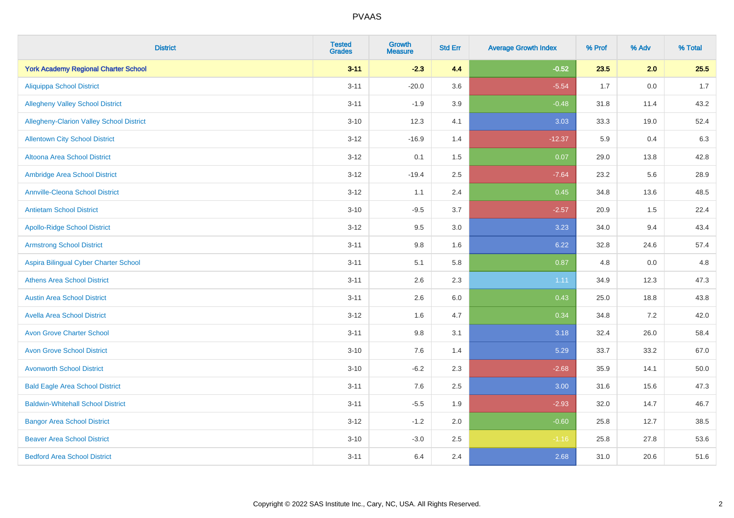| District | Tested Grades | Growth Measure | Std Err | Average Growth Index | % Prof | % Adv | % Total |
|---|---|---|---|---|---|---|---|
| **York Academy Regional Charter School** | **3-11** | **-2.3** | **4.4** | **-0.52** | **23.5** | **2.0** | **25.5** |
| Aliquippa School District | 3-11 | -20.0 | 3.6 | -5.54 | 1.7 | 0.0 | 1.7 |
| Allegheny Valley School District | 3-11 | -1.9 | 3.9 | -0.48 | 31.8 | 11.4 | 43.2 |
| Allegheny-Clarion Valley School District | 3-10 | 12.3 | 4.1 | 3.03 | 33.3 | 19.0 | 52.4 |
| Allentown City School District | 3-12 | -16.9 | 1.4 | -12.37 | 5.9 | 0.4 | 6.3 |
| Altoona Area School District | 3-12 | 0.1 | 1.5 | 0.07 | 29.0 | 13.8 | 42.8 |
| Ambridge Area School District | 3-12 | -19.4 | 2.5 | -7.64 | 23.2 | 5.6 | 28.9 |
| Annville-Cleona School District | 3-12 | 1.1 | 2.4 | 0.45 | 34.8 | 13.6 | 48.5 |
| Antietam School District | 3-10 | -9.5 | 3.7 | -2.57 | 20.9 | 1.5 | 22.4 |
| Apollo-Ridge School District | 3-12 | 9.5 | 3.0 | 3.23 | 34.0 | 9.4 | 43.4 |
| Armstrong School District | 3-11 | 9.8 | 1.6 | 6.22 | 32.8 | 24.6 | 57.4 |
| Aspira Bilingual Cyber Charter School | 3-11 | 5.1 | 5.8 | 0.87 | 4.8 | 0.0 | 4.8 |
| Athens Area School District | 3-11 | 2.6 | 2.3 | 1.11 | 34.9 | 12.3 | 47.3 |
| Austin Area School District | 3-11 | 2.6 | 6.0 | 0.43 | 25.0 | 18.8 | 43.8 |
| Avella Area School District | 3-12 | 1.6 | 4.7 | 0.34 | 34.8 | 7.2 | 42.0 |
| Avon Grove Charter School | 3-11 | 9.8 | 3.1 | 3.18 | 32.4 | 26.0 | 58.4 |
| Avon Grove School District | 3-10 | 7.6 | 1.4 | 5.29 | 33.7 | 33.2 | 67.0 |
| Avonworth School District | 3-10 | -6.2 | 2.3 | -2.68 | 35.9 | 14.1 | 50.0 |
| Bald Eagle Area School District | 3-11 | 7.6 | 2.5 | 3.00 | 31.6 | 15.6 | 47.3 |
| Baldwin-Whitehall School District | 3-11 | -5.5 | 1.9 | -2.93 | 32.0 | 14.7 | 46.7 |
| Bangor Area School District | 3-12 | -1.2 | 2.0 | -0.60 | 25.8 | 12.7 | 38.5 |
| Beaver Area School District | 3-10 | -3.0 | 2.5 | -1.16 | 25.8 | 27.8 | 53.6 |
| Bedford Area School District | 3-11 | 6.4 | 2.4 | 2.68 | 31.0 | 20.6 | 51.6 |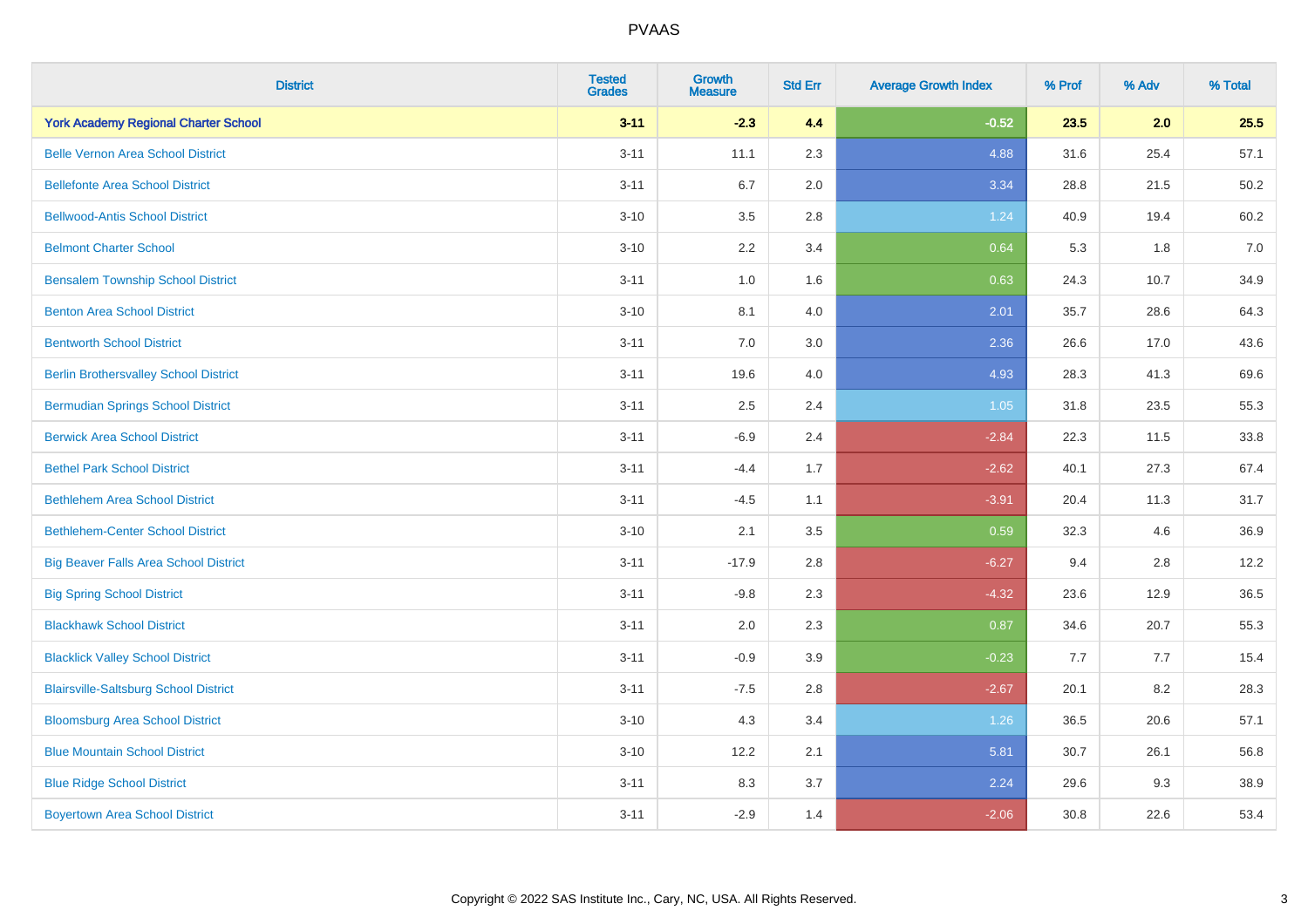| District | Tested Grades | Growth Measure | Std Err | Average Growth Index | % Prof | % Adv | % Total |
|---|---|---|---|---|---|---|---|
| **York Academy Regional Charter School** | **3-11** | **-2.3** | **4.4** | **-0.52** | **23.5** | **2.0** | **25.5** |
| Belle Vernon Area School District | 3-11 | 11.1 | 2.3 | 4.88 | 31.6 | 25.4 | 57.1 |
| Bellefonte Area School District | 3-11 | 6.7 | 2.0 | 3.34 | 28.8 | 21.5 | 50.2 |
| Bellwood-Antis School District | 3-10 | 3.5 | 2.8 | 1.24 | 40.9 | 19.4 | 60.2 |
| Belmont Charter School | 3-10 | 2.2 | 3.4 | 0.64 | 5.3 | 1.8 | 7.0 |
| Bensalem Township School District | 3-11 | 1.0 | 1.6 | 0.63 | 24.3 | 10.7 | 34.9 |
| Benton Area School District | 3-10 | 8.1 | 4.0 | 2.01 | 35.7 | 28.6 | 64.3 |
| Bentworth School District | 3-11 | 7.0 | 3.0 | 2.36 | 26.6 | 17.0 | 43.6 |
| Berlin Brothersvalley School District | 3-11 | 19.6 | 4.0 | 4.93 | 28.3 | 41.3 | 69.6 |
| Bermudian Springs School District | 3-11 | 2.5 | 2.4 | 1.05 | 31.8 | 23.5 | 55.3 |
| Berwick Area School District | 3-11 | -6.9 | 2.4 | -2.84 | 22.3 | 11.5 | 33.8 |
| Bethel Park School District | 3-11 | -4.4 | 1.7 | -2.62 | 40.1 | 27.3 | 67.4 |
| Bethlehem Area School District | 3-11 | -4.5 | 1.1 | -3.91 | 20.4 | 11.3 | 31.7 |
| Bethlehem-Center School District | 3-10 | 2.1 | 3.5 | 0.59 | 32.3 | 4.6 | 36.9 |
| Big Beaver Falls Area School District | 3-11 | -17.9 | 2.8 | -6.27 | 9.4 | 2.8 | 12.2 |
| Big Spring School District | 3-11 | -9.8 | 2.3 | -4.32 | 23.6 | 12.9 | 36.5 |
| Blackhawk School District | 3-11 | 2.0 | 2.3 | 0.87 | 34.6 | 20.7 | 55.3 |
| Blacklick Valley School District | 3-11 | -0.9 | 3.9 | -0.23 | 7.7 | 7.7 | 15.4 |
| Blairsville-Saltsburg School District | 3-11 | -7.5 | 2.8 | -2.67 | 20.1 | 8.2 | 28.3 |
| Bloomsburg Area School District | 3-10 | 4.3 | 3.4 | 1.26 | 36.5 | 20.6 | 57.1 |
| Blue Mountain School District | 3-10 | 12.2 | 2.1 | 5.81 | 30.7 | 26.1 | 56.8 |
| Blue Ridge School District | 3-11 | 8.3 | 3.7 | 2.24 | 29.6 | 9.3 | 38.9 |
| Boyertown Area School District | 3-11 | -2.9 | 1.4 | -2.06 | 30.8 | 22.6 | 53.4 |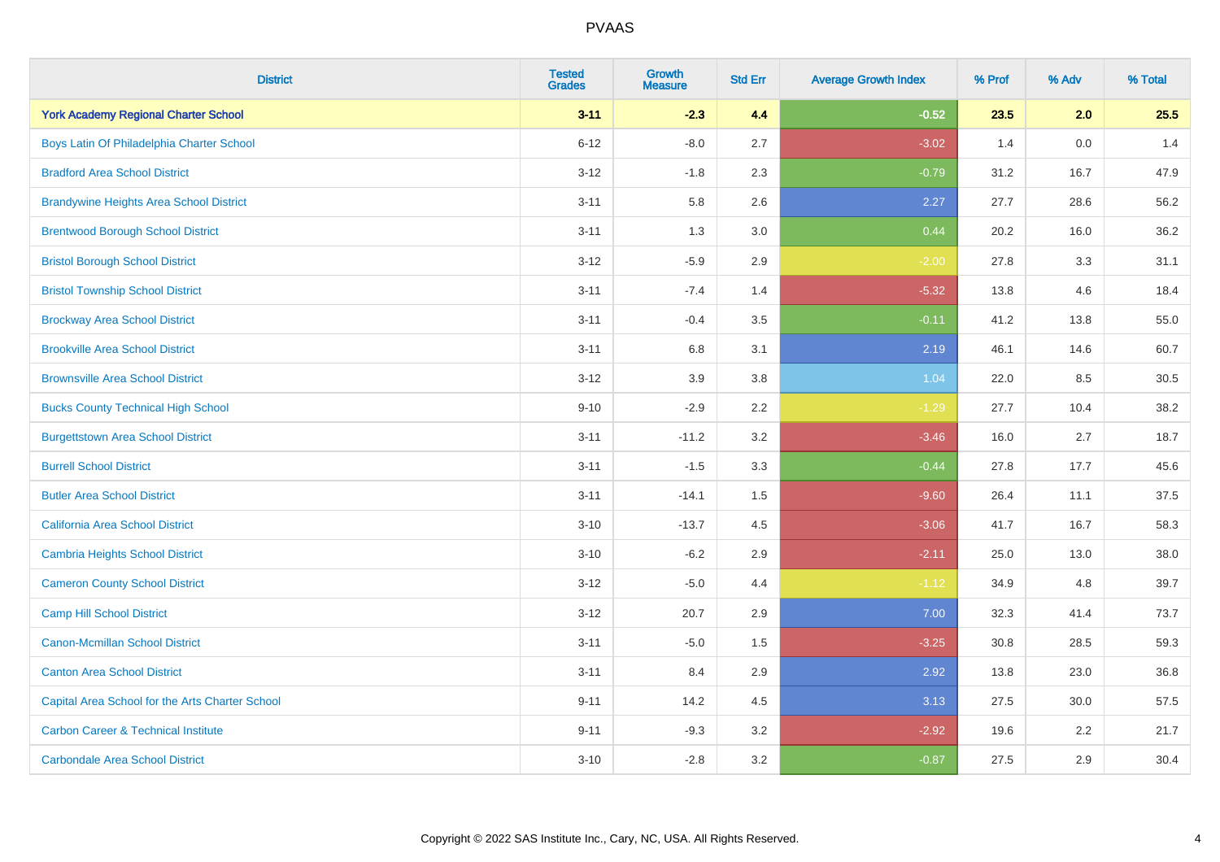# PVAAS

| District | Tested Grades | Growth Measure | Std Err | Average Growth Index | % Prof | % Adv | % Total |
|---|---|---|---|---|---|---|---|
| **York Academy Regional Charter School** | **3-11** | **-2.3** | **4.4** | **-0.52** | **23.5** | **2.0** | **25.5** |
| Boys Latin Of Philadelphia Charter School | 6-12 | -8.0 | 2.7 | -3.02 | 1.4 | 0.0 | 1.4 |
| Bradford Area School District | 3-12 | -1.8 | 2.3 | -0.79 | 31.2 | 16.7 | 47.9 |
| Brandywine Heights Area School District | 3-11 | 5.8 | 2.6 | 2.27 | 27.7 | 28.6 | 56.2 |
| Brentwood Borough School District | 3-11 | 1.3 | 3.0 | 0.44 | 20.2 | 16.0 | 36.2 |
| Bristol Borough School District | 3-12 | -5.9 | 2.9 | -2.00 | 27.8 | 3.3 | 31.1 |
| Bristol Township School District | 3-11 | -7.4 | 1.4 | -5.32 | 13.8 | 4.6 | 18.4 |
| Brockway Area School District | 3-11 | -0.4 | 3.5 | -0.11 | 41.2 | 13.8 | 55.0 |
| Brookville Area School District | 3-11 | 6.8 | 3.1 | 2.19 | 46.1 | 14.6 | 60.7 |
| Brownsville Area School District | 3-12 | 3.9 | 3.8 | 1.04 | 22.0 | 8.5 | 30.5 |
| Bucks County Technical High School | 9-10 | -2.9 | 2.2 | -1.29 | 27.7 | 10.4 | 38.2 |
| Burgettstown Area School District | 3-11 | -11.2 | 3.2 | -3.46 | 16.0 | 2.7 | 18.7 |
| Burrell School District | 3-11 | -1.5 | 3.3 | -0.44 | 27.8 | 17.7 | 45.6 |
| Butler Area School District | 3-11 | -14.1 | 1.5 | -9.60 | 26.4 | 11.1 | 37.5 |
| California Area School District | 3-10 | -13.7 | 4.5 | -3.06 | 41.7 | 16.7 | 58.3 |
| Cambria Heights School District | 3-10 | -6.2 | 2.9 | -2.11 | 25.0 | 13.0 | 38.0 |
| Cameron County School District | 3-12 | -5.0 | 4.4 | -1.12 | 34.9 | 4.8 | 39.7 |
| Camp Hill School District | 3-12 | 20.7 | 2.9 | 7.00 | 32.3 | 41.4 | 73.7 |
| Canon-Mcmillan School District | 3-11 | -5.0 | 1.5 | -3.25 | 30.8 | 28.5 | 59.3 |
| Canton Area School District | 3-11 | 8.4 | 2.9 | 2.92 | 13.8 | 23.0 | 36.8 |
| Capital Area School for the Arts Charter School | 9-11 | 14.2 | 4.5 | 3.13 | 27.5 | 30.0 | 57.5 |
| Carbon Career & Technical Institute | 9-11 | -9.3 | 3.2 | -2.92 | 19.6 | 2.2 | 21.7 |
| Carbondale Area School District | 3-10 | -2.8 | 3.2 | -0.87 | 27.5 | 2.9 | 30.4 |

Copyright © 2022 SAS Institute Inc., Cary, NC, USA. All Rights Reserved.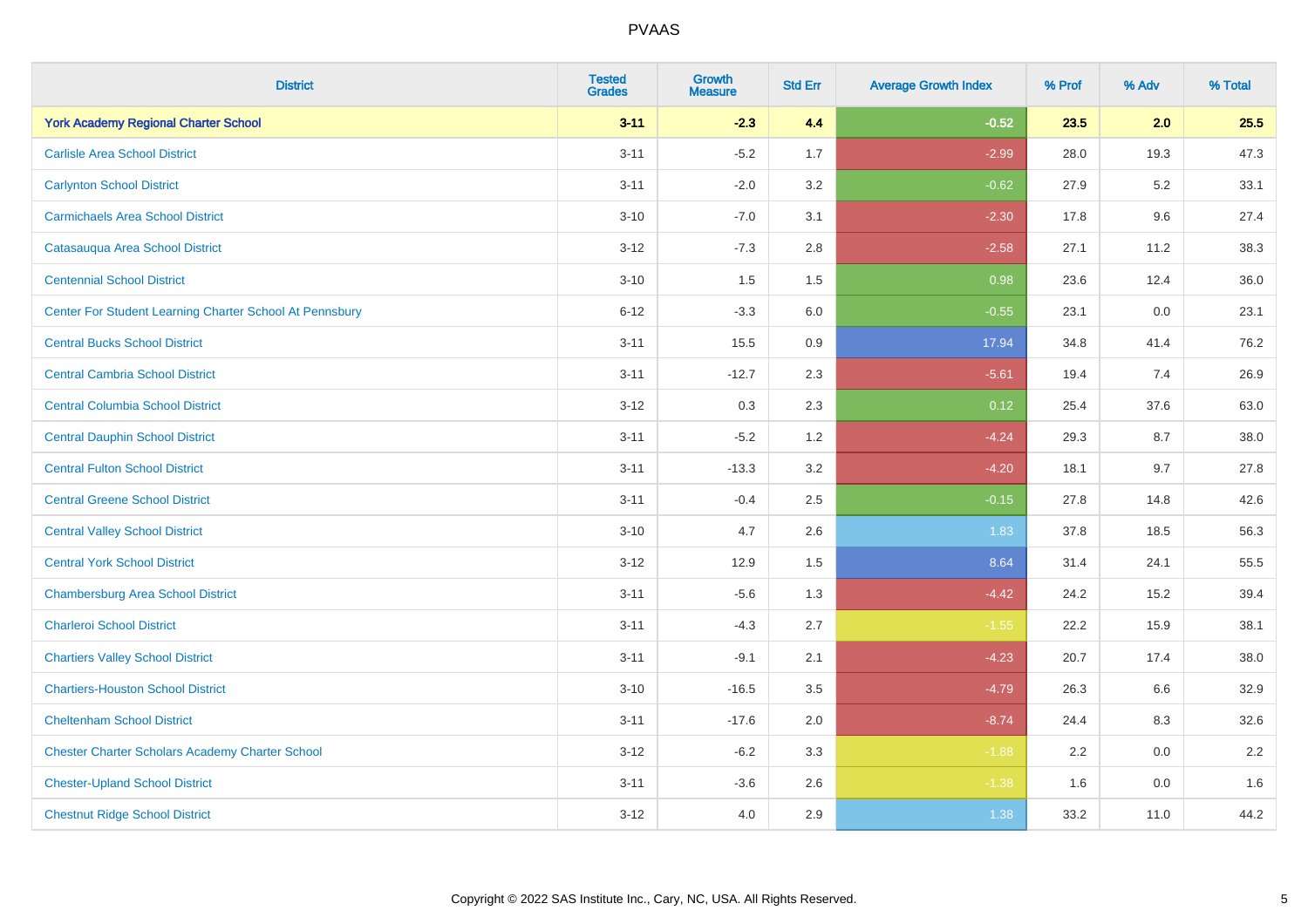| District | Tested Grades | Growth Measure | Std Err | Average Growth Index | % Prof | % Adv | % Total |
|---|---|---|---|---|---|---|---|
| **York Academy Regional Charter School** | **3-11** | **-2.3** | **4.4** | **-0.52** | **23.5** | **2.0** | **25.5** |
| Carlisle Area School District | 3-11 | -5.2 | 1.7 | -2.99 | 28.0 | 19.3 | 47.3 |
| Carlynton School District | 3-11 | -2.0 | 3.2 | -0.62 | 27.9 | 5.2 | 33.1 |
| Carmichaels Area School District | 3-10 | -7.0 | 3.1 | -2.30 | 17.8 | 9.6 | 27.4 |
| Catasauqua Area School District | 3-12 | -7.3 | 2.8 | -2.58 | 27.1 | 11.2 | 38.3 |
| Centennial School District | 3-10 | 1.5 | 1.5 | 0.98 | 23.6 | 12.4 | 36.0 |
| Center For Student Learning Charter School At Pennsbury | 6-12 | -3.3 | 6.0 | -0.55 | 23.1 | 0.0 | 23.1 |
| Central Bucks School District | 3-11 | 15.5 | 0.9 | 17.94 | 34.8 | 41.4 | 76.2 |
| Central Cambria School District | 3-11 | -12.7 | 2.3 | -5.61 | 19.4 | 7.4 | 26.9 |
| Central Columbia School District | 3-12 | 0.3 | 2.3 | 0.12 | 25.4 | 37.6 | 63.0 |
| Central Dauphin School District | 3-11 | -5.2 | 1.2 | -4.24 | 29.3 | 8.7 | 38.0 |
| Central Fulton School District | 3-11 | -13.3 | 3.2 | -4.20 | 18.1 | 9.7 | 27.8 |
| Central Greene School District | 3-11 | -0.4 | 2.5 | -0.15 | 27.8 | 14.8 | 42.6 |
| Central Valley School District | 3-10 | 4.7 | 2.6 | 1.83 | 37.8 | 18.5 | 56.3 |
| Central York School District | 3-12 | 12.9 | 1.5 | 8.64 | 31.4 | 24.1 | 55.5 |
| Chambersburg Area School District | 3-11 | -5.6 | 1.3 | -4.42 | 24.2 | 15.2 | 39.4 |
| Charleroi School District | 3-11 | -4.3 | 2.7 | -1.55 | 22.2 | 15.9 | 38.1 |
| Chartiers Valley School District | 3-11 | -9.1 | 2.1 | -4.23 | 20.7 | 17.4 | 38.0 |
| Chartiers-Houston School District | 3-10 | -16.5 | 3.5 | -4.79 | 26.3 | 6.6 | 32.9 |
| Cheltenham School District | 3-11 | -17.6 | 2.0 | -8.74 | 24.4 | 8.3 | 32.6 |
| Chester Charter Scholars Academy Charter School | 3-12 | -6.2 | 3.3 | -1.88 | 2.2 | 0.0 | 2.2 |
| Chester-Upland School District | 3-11 | -3.6 | 2.6 | -1.38 | 1.6 | 0.0 | 1.6 |
| Chestnut Ridge School District | 3-12 | 4.0 | 2.9 | 1.38 | 33.2 | 11.0 | 44.2 |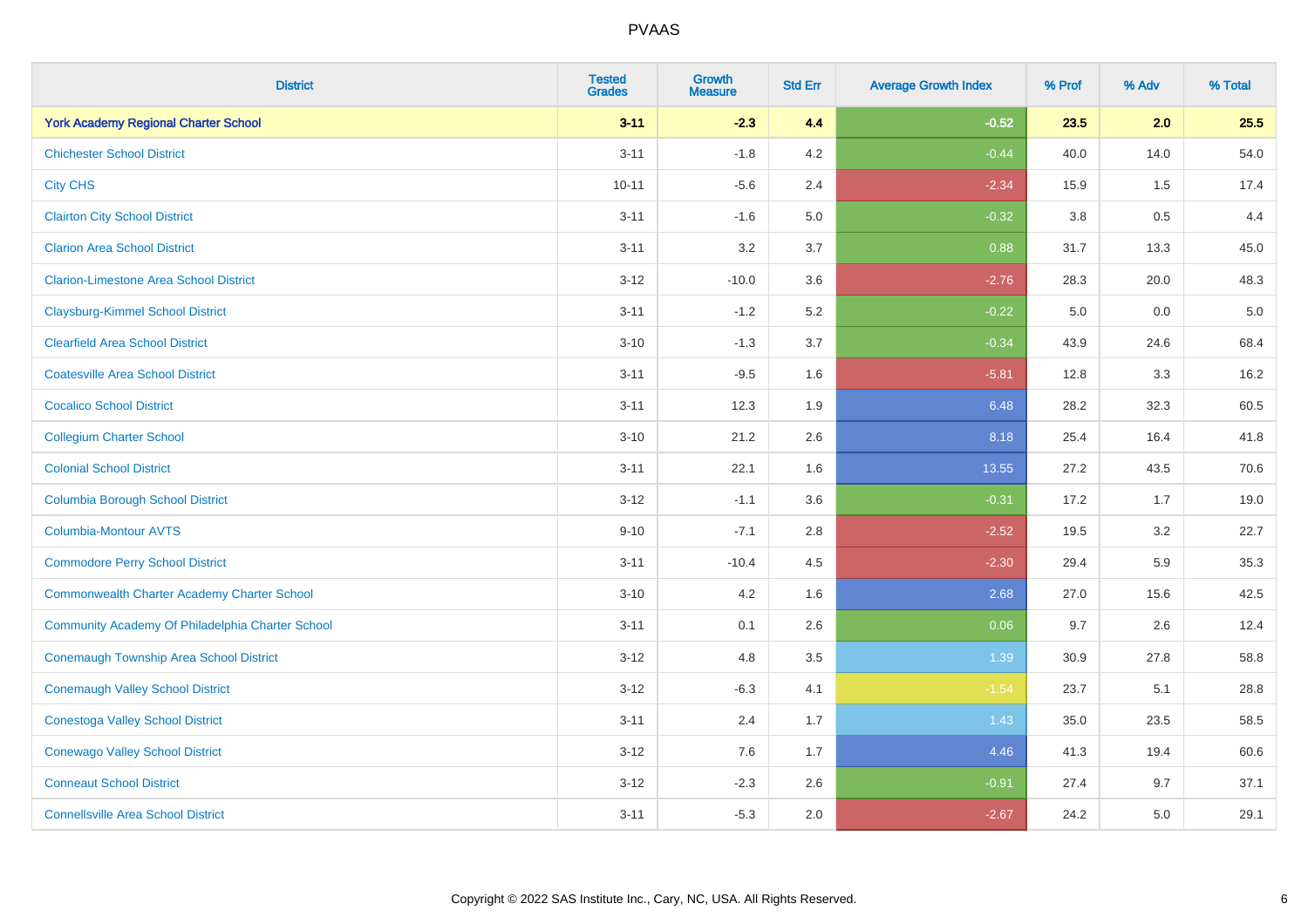| District | Tested Grades | Growth Measure | Std Err | Average Growth Index | % Prof | % Adv | % Total |
|---|---|---|---|---|---|---|---|
| **York Academy Regional Charter School** | **3-11** | **-2.3** | **4.4** | **-0.52** | **23.5** | **2.0** | **25.5** |
| Chichester School District | 3-11 | -1.8 | 4.2 | -0.44 | 40.0 | 14.0 | 54.0 |
| City CHS | 10-11 | -5.6 | 2.4 | -2.34 | 15.9 | 1.5 | 17.4 |
| Clairton City School District | 3-11 | -1.6 | 5.0 | -0.32 | 3.8 | 0.5 | 4.4 |
| Clarion Area School District | 3-11 | 3.2 | 3.7 | 0.88 | 31.7 | 13.3 | 45.0 |
| Clarion-Limestone Area School District | 3-12 | -10.0 | 3.6 | -2.76 | 28.3 | 20.0 | 48.3 |
| Claysburg-Kimmel School District | 3-11 | -1.2 | 5.2 | -0.22 | 5.0 | 0.0 | 5.0 |
| Clearfield Area School District | 3-10 | -1.3 | 3.7 | -0.34 | 43.9 | 24.6 | 68.4 |
| Coatesville Area School District | 3-11 | -9.5 | 1.6 | -5.81 | 12.8 | 3.3 | 16.2 |
| Cocalico School District | 3-11 | 12.3 | 1.9 | 6.48 | 28.2 | 32.3 | 60.5 |
| Collegium Charter School | 3-10 | 21.2 | 2.6 | 8.18 | 25.4 | 16.4 | 41.8 |
| Colonial School District | 3-11 | 22.1 | 1.6 | 13.55 | 27.2 | 43.5 | 70.6 |
| Columbia Borough School District | 3-12 | -1.1 | 3.6 | -0.31 | 17.2 | 1.7 | 19.0 |
| Columbia-Montour AVTS | 9-10 | -7.1 | 2.8 | -2.52 | 19.5 | 3.2 | 22.7 |
| Commodore Perry School District | 3-11 | -10.4 | 4.5 | -2.30 | 29.4 | 5.9 | 35.3 |
| Commonwealth Charter Academy Charter School | 3-10 | 4.2 | 1.6 | 2.68 | 27.0 | 15.6 | 42.5 |
| Community Academy Of Philadelphia Charter School | 3-11 | 0.1 | 2.6 | 0.06 | 9.7 | 2.6 | 12.4 |
| Conemaugh Township Area School District | 3-12 | 4.8 | 3.5 | 1.39 | 30.9 | 27.8 | 58.8 |
| Conemaugh Valley School District | 3-12 | -6.3 | 4.1 | -1.54 | 23.7 | 5.1 | 28.8 |
| Conestoga Valley School District | 3-11 | 2.4 | 1.7 | 1.43 | 35.0 | 23.5 | 58.5 |
| Conewago Valley School District | 3-12 | 7.6 | 1.7 | 4.46 | 41.3 | 19.4 | 60.6 |
| Conneaut School District | 3-12 | -2.3 | 2.6 | -0.91 | 27.4 | 9.7 | 37.1 |
| Connellsville Area School District | 3-11 | -5.3 | 2.0 | -2.67 | 24.2 | 5.0 | 29.1 |

Copyright © 2022 SAS Institute Inc., Cary, NC, USA. All Rights Reserved.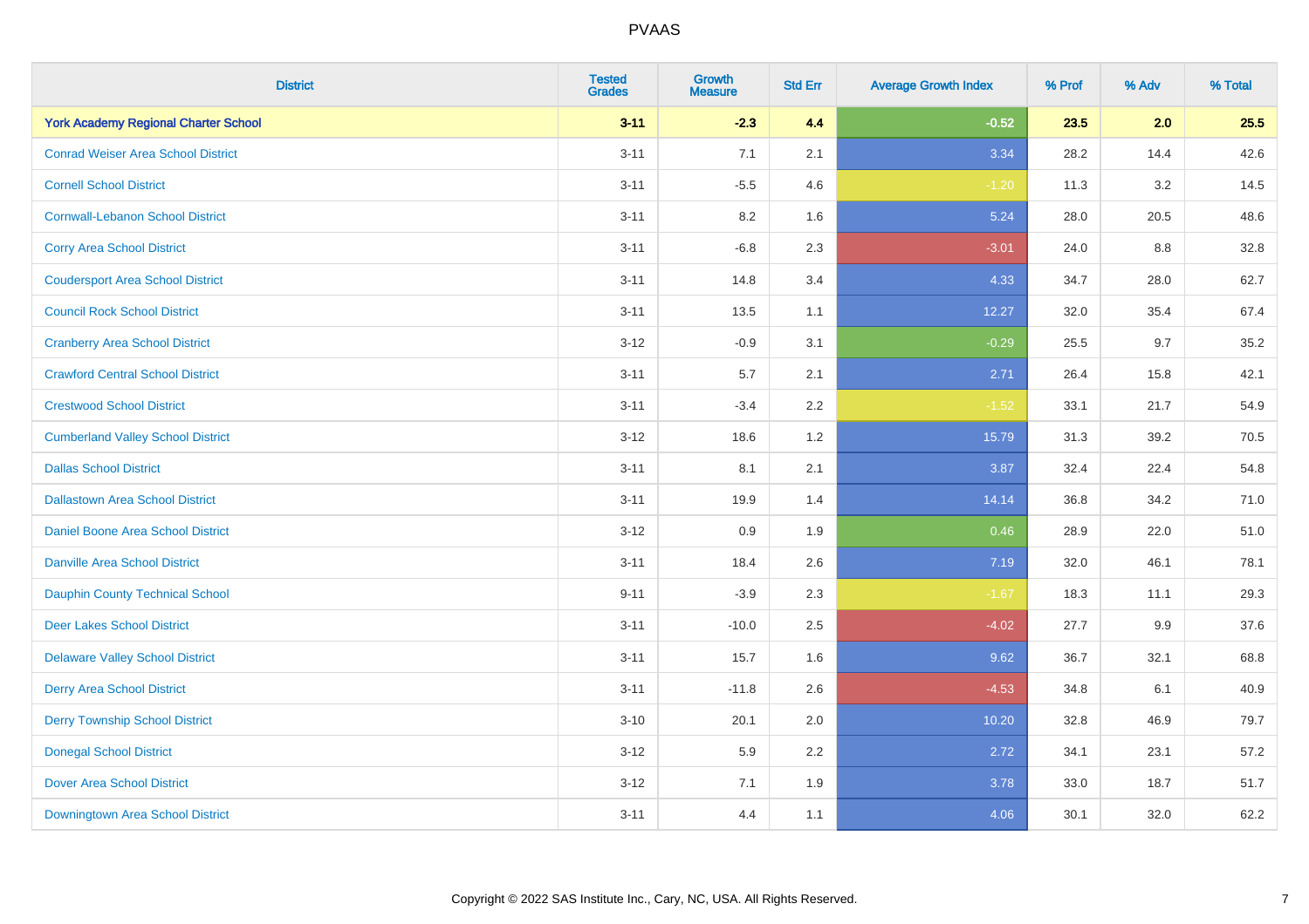| District | Tested Grades | Growth Measure | Std Err | Average Growth Index | % Prof | % Adv | % Total |
|---|---|---|---|---|---|---|---|
| **York Academy Regional Charter School** | **3-11** | **-2.3** | **4.4** | **-0.52** | **23.5** | **2.0** | **25.5** |
| Conrad Weiser Area School District | 3-11 | 7.1 | 2.1 | 3.34 | 28.2 | 14.4 | 42.6 |
| Cornell School District | 3-11 | -5.5 | 4.6 | -1.20 | 11.3 | 3.2 | 14.5 |
| Cornwall-Lebanon School District | 3-11 | 8.2 | 1.6 | 5.24 | 28.0 | 20.5 | 48.6 |
| Corry Area School District | 3-11 | -6.8 | 2.3 | -3.01 | 24.0 | 8.8 | 32.8 |
| Coudersport Area School District | 3-11 | 14.8 | 3.4 | 4.33 | 34.7 | 28.0 | 62.7 |
| Council Rock School District | 3-11 | 13.5 | 1.1 | 12.27 | 32.0 | 35.4 | 67.4 |
| Cranberry Area School District | 3-12 | -0.9 | 3.1 | -0.29 | 25.5 | 9.7 | 35.2 |
| Crawford Central School District | 3-11 | 5.7 | 2.1 | 2.71 | 26.4 | 15.8 | 42.1 |
| Crestwood School District | 3-11 | -3.4 | 2.2 | -1.52 | 33.1 | 21.7 | 54.9 |
| Cumberland Valley School District | 3-12 | 18.6 | 1.2 | 15.79 | 31.3 | 39.2 | 70.5 |
| Dallas School District | 3-11 | 8.1 | 2.1 | 3.87 | 32.4 | 22.4 | 54.8 |
| Dallastown Area School District | 3-11 | 19.9 | 1.4 | 14.14 | 36.8 | 34.2 | 71.0 |
| Daniel Boone Area School District | 3-12 | 0.9 | 1.9 | 0.46 | 28.9 | 22.0 | 51.0 |
| Danville Area School District | 3-11 | 18.4 | 2.6 | 7.19 | 32.0 | 46.1 | 78.1 |
| Dauphin County Technical School | 9-11 | -3.9 | 2.3 | -1.67 | 18.3 | 11.1 | 29.3 |
| Deer Lakes School District | 3-11 | -10.0 | 2.5 | -4.02 | 27.7 | 9.9 | 37.6 |
| Delaware Valley School District | 3-11 | 15.7 | 1.6 | 9.62 | 36.7 | 32.1 | 68.8 |
| Derry Area School District | 3-11 | -11.8 | 2.6 | -4.53 | 34.8 | 6.1 | 40.9 |
| Derry Township School District | 3-10 | 20.1 | 2.0 | 10.20 | 32.8 | 46.9 | 79.7 |
| Donegal School District | 3-12 | 5.9 | 2.2 | 2.72 | 34.1 | 23.1 | 57.2 |
| Dover Area School District | 3-12 | 7.1 | 1.9 | 3.78 | 33.0 | 18.7 | 51.7 |
| Downingtown Area School District | 3-11 | 4.4 | 1.1 | 4.06 | 30.1 | 32.0 | 62.2 |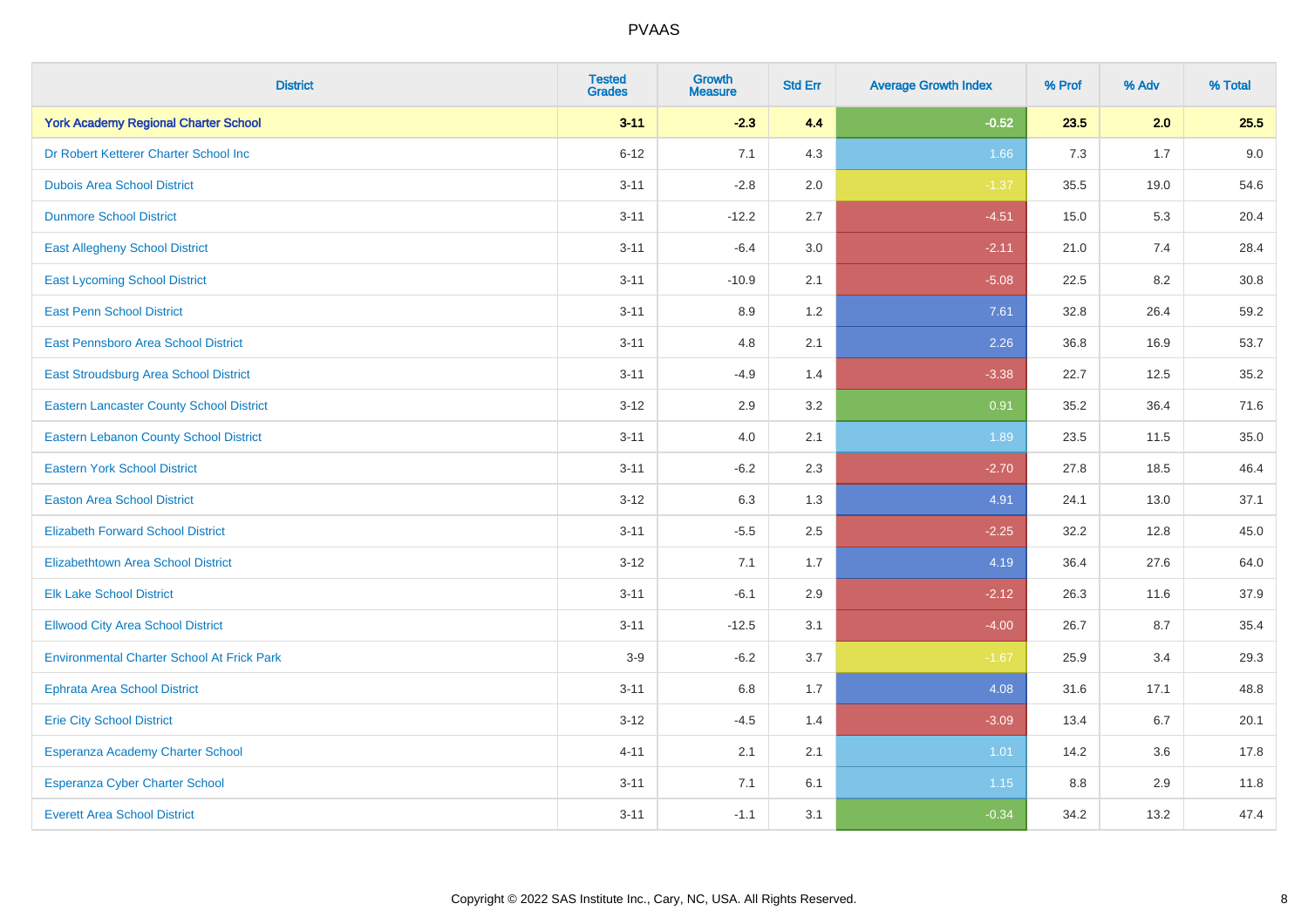| District | Tested Grades | Growth Measure | Std Err | Average Growth Index | % Prof | % Adv | % Total |
|---|---|---|---|---|---|---|---|
| **York Academy Regional Charter School** | **3-11** | **-2.3** | **4.4** | **-0.52** | **23.5** | **2.0** | **25.5** |
| Dr Robert Ketterer Charter School Inc | 6-12 | 7.1 | 4.3 | 1.66 | 7.3 | 1.7 | 9.0 |
| Dubois Area School District | 3-11 | -2.8 | 2.0 | -1.37 | 35.5 | 19.0 | 54.6 |
| Dunmore School District | 3-11 | -12.2 | 2.7 | -4.51 | 15.0 | 5.3 | 20.4 |
| East Allegheny School District | 3-11 | -6.4 | 3.0 | -2.11 | 21.0 | 7.4 | 28.4 |
| East Lycoming School District | 3-11 | -10.9 | 2.1 | -5.08 | 22.5 | 8.2 | 30.8 |
| East Penn School District | 3-11 | 8.9 | 1.2 | 7.61 | 32.8 | 26.4 | 59.2 |
| East Pennsboro Area School District | 3-11 | 4.8 | 2.1 | 2.26 | 36.8 | 16.9 | 53.7 |
| East Stroudsburg Area School District | 3-11 | -4.9 | 1.4 | -3.38 | 22.7 | 12.5 | 35.2 |
| Eastern Lancaster County School District | 3-12 | 2.9 | 3.2 | 0.91 | 35.2 | 36.4 | 71.6 |
| Eastern Lebanon County School District | 3-11 | 4.0 | 2.1 | 1.89 | 23.5 | 11.5 | 35.0 |
| Eastern York School District | 3-11 | -6.2 | 2.3 | -2.70 | 27.8 | 18.5 | 46.4 |
| Easton Area School District | 3-12 | 6.3 | 1.3 | 4.91 | 24.1 | 13.0 | 37.1 |
| Elizabeth Forward School District | 3-11 | -5.5 | 2.5 | -2.25 | 32.2 | 12.8 | 45.0 |
| Elizabethtown Area School District | 3-12 | 7.1 | 1.7 | 4.19 | 36.4 | 27.6 | 64.0 |
| Elk Lake School District | 3-11 | -6.1 | 2.9 | -2.12 | 26.3 | 11.6 | 37.9 |
| Ellwood City Area School District | 3-11 | -12.5 | 3.1 | -4.00 | 26.7 | 8.7 | 35.4 |
| Environmental Charter School At Frick Park | 3-9 | -6.2 | 3.7 | -1.67 | 25.9 | 3.4 | 29.3 |
| Ephrata Area School District | 3-11 | 6.8 | 1.7 | 4.08 | 31.6 | 17.1 | 48.8 |
| Erie City School District | 3-12 | -4.5 | 1.4 | -3.09 | 13.4 | 6.7 | 20.1 |
| Esperanza Academy Charter School | 4-11 | 2.1 | 2.1 | 1.01 | 14.2 | 3.6 | 17.8 |
| Esperanza Cyber Charter School | 3-11 | 7.1 | 6.1 | 1.15 | 8.8 | 2.9 | 11.8 |
| Everett Area School District | 3-11 | -1.1 | 3.1 | -0.34 | 34.2 | 13.2 | 47.4 |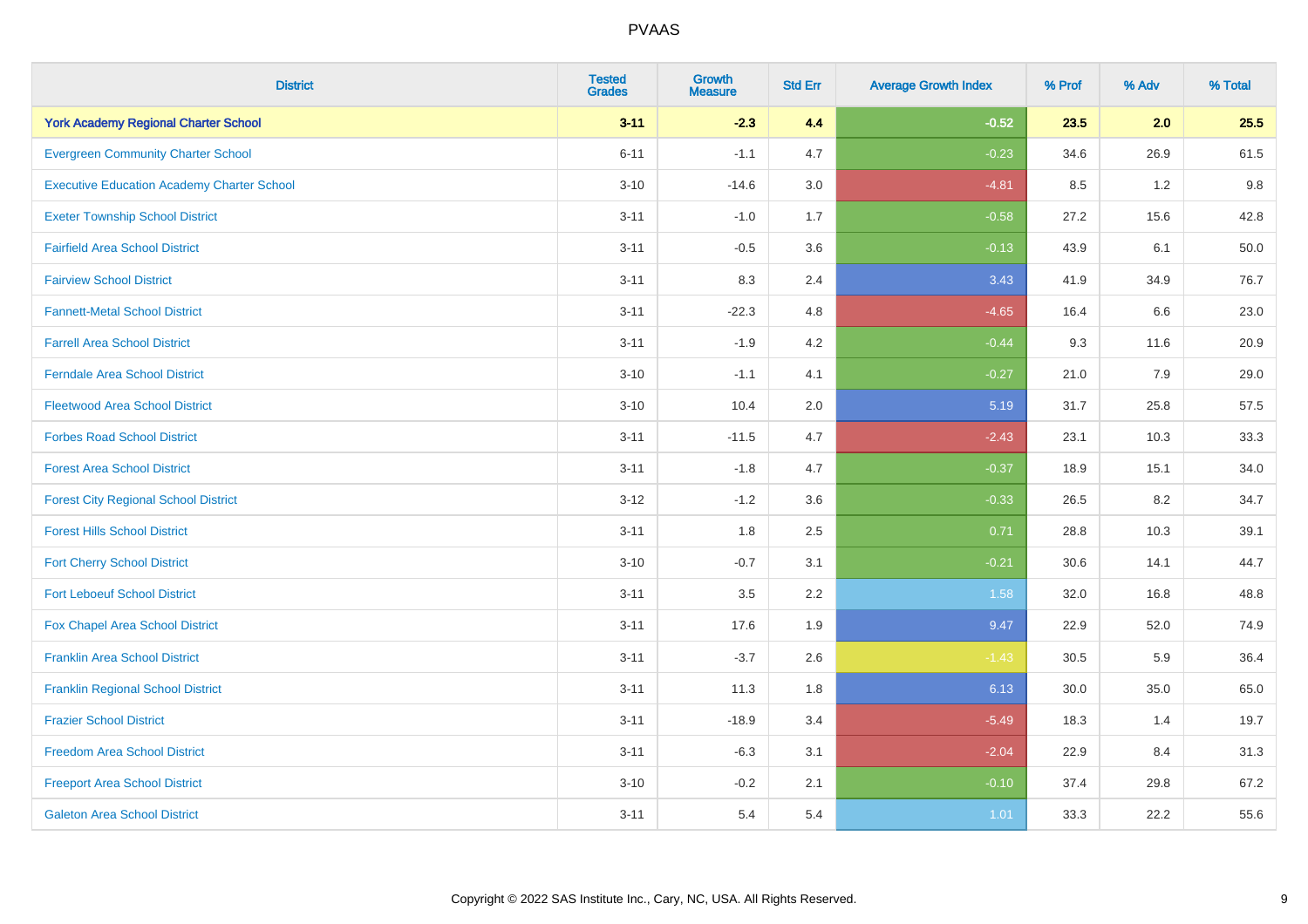# PVAAS

| District | Tested Grades | Growth Measure | Std Err | Average Growth Index | % Prof | % Adv | % Total |
|---|---|---|---|---|---|---|---|
| **York Academy Regional Charter School** | **3-11** | **-2.3** | **4.4** | **-0.52** | **23.5** | **2.0** | **25.5** |
| Evergreen Community Charter School | 6-11 | -1.1 | 4.7 | -0.23 | 34.6 | 26.9 | 61.5 |
| Executive Education Academy Charter School | 3-10 | -14.6 | 3.0 | -4.81 | 8.5 | 1.2 | 9.8 |
| Exeter Township School District | 3-11 | -1.0 | 1.7 | -0.58 | 27.2 | 15.6 | 42.8 |
| Fairfield Area School District | 3-11 | -0.5 | 3.6 | -0.13 | 43.9 | 6.1 | 50.0 |
| Fairview School District | 3-11 | 8.3 | 2.4 | 3.43 | 41.9 | 34.9 | 76.7 |
| Fannett-Metal School District | 3-11 | -22.3 | 4.8 | -4.65 | 16.4 | 6.6 | 23.0 |
| Farrell Area School District | 3-11 | -1.9 | 4.2 | -0.44 | 9.3 | 11.6 | 20.9 |
| Ferndale Area School District | 3-10 | -1.1 | 4.1 | -0.27 | 21.0 | 7.9 | 29.0 |
| Fleetwood Area School District | 3-10 | 10.4 | 2.0 | 5.19 | 31.7 | 25.8 | 57.5 |
| Forbes Road School District | 3-11 | -11.5 | 4.7 | -2.43 | 23.1 | 10.3 | 33.3 |
| Forest Area School District | 3-11 | -1.8 | 4.7 | -0.37 | 18.9 | 15.1 | 34.0 |
| Forest City Regional School District | 3-12 | -1.2 | 3.6 | -0.33 | 26.5 | 8.2 | 34.7 |
| Forest Hills School District | 3-11 | 1.8 | 2.5 | 0.71 | 28.8 | 10.3 | 39.1 |
| Fort Cherry School District | 3-10 | -0.7 | 3.1 | -0.21 | 30.6 | 14.1 | 44.7 |
| Fort Leboeuf School District | 3-11 | 3.5 | 2.2 | 1.58 | 32.0 | 16.8 | 48.8 |
| Fox Chapel Area School District | 3-11 | 17.6 | 1.9 | 9.47 | 22.9 | 52.0 | 74.9 |
| Franklin Area School District | 3-11 | -3.7 | 2.6 | -1.43 | 30.5 | 5.9 | 36.4 |
| Franklin Regional School District | 3-11 | 11.3 | 1.8 | 6.13 | 30.0 | 35.0 | 65.0 |
| Frazier School District | 3-11 | -18.9 | 3.4 | -5.49 | 18.3 | 1.4 | 19.7 |
| Freedom Area School District | 3-11 | -6.3 | 3.1 | -2.04 | 22.9 | 8.4 | 31.3 |
| Freeport Area School District | 3-10 | -0.2 | 2.1 | -0.10 | 37.4 | 29.8 | 67.2 |
| Galeton Area School District | 3-11 | 5.4 | 5.4 | 1.01 | 33.3 | 22.2 | 55.6 |

Copyright © 2022 SAS Institute Inc., Cary, NC, USA. All Rights Reserved.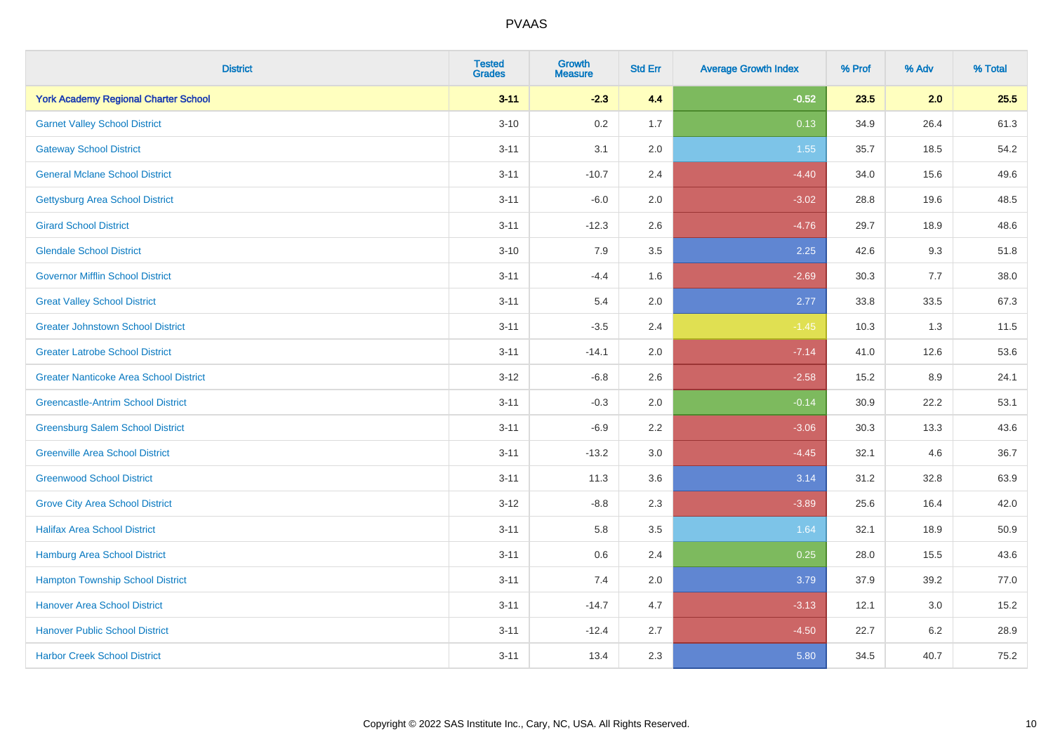| District | Tested Grades | Growth Measure | Std Err | Average Growth Index | % Prof | % Adv | % Total |
|---|---|---|---|---|---|---|---|
| **York Academy Regional Charter School** | **3-11** | **-2.3** | **4.4** | **-0.52** | **23.5** | **2.0** | **25.5** |
| Garnet Valley School District | 3-10 | 0.2 | 1.7 | 0.13 | 34.9 | 26.4 | 61.3 |
| Gateway School District | 3-11 | 3.1 | 2.0 | 1.55 | 35.7 | 18.5 | 54.2 |
| General Mclane School District | 3-11 | -10.7 | 2.4 | -4.40 | 34.0 | 15.6 | 49.6 |
| Gettysburg Area School District | 3-11 | -6.0 | 2.0 | -3.02 | 28.8 | 19.6 | 48.5 |
| Girard School District | 3-11 | -12.3 | 2.6 | -4.76 | 29.7 | 18.9 | 48.6 |
| Glendale School District | 3-10 | 7.9 | 3.5 | 2.25 | 42.6 | 9.3 | 51.8 |
| Governor Mifflin School District | 3-11 | -4.4 | 1.6 | -2.69 | 30.3 | 7.7 | 38.0 |
| Great Valley School District | 3-11 | 5.4 | 2.0 | 2.77 | 33.8 | 33.5 | 67.3 |
| Greater Johnstown School District | 3-11 | -3.5 | 2.4 | -1.45 | 10.3 | 1.3 | 11.5 |
| Greater Latrobe School District | 3-11 | -14.1 | 2.0 | -7.14 | 41.0 | 12.6 | 53.6 |
| Greater Nanticoke Area School District | 3-12 | -6.8 | 2.6 | -2.58 | 15.2 | 8.9 | 24.1 |
| Greencastle-Antrim School District | 3-11 | -0.3 | 2.0 | -0.14 | 30.9 | 22.2 | 53.1 |
| Greensburg Salem School District | 3-11 | -6.9 | 2.2 | -3.06 | 30.3 | 13.3 | 43.6 |
| Greenville Area School District | 3-11 | -13.2 | 3.0 | -4.45 | 32.1 | 4.6 | 36.7 |
| Greenwood School District | 3-11 | 11.3 | 3.6 | 3.14 | 31.2 | 32.8 | 63.9 |
| Grove City Area School District | 3-12 | -8.8 | 2.3 | -3.89 | 25.6 | 16.4 | 42.0 |
| Halifax Area School District | 3-11 | 5.8 | 3.5 | 1.64 | 32.1 | 18.9 | 50.9 |
| Hamburg Area School District | 3-11 | 0.6 | 2.4 | 0.25 | 28.0 | 15.5 | 43.6 |
| Hampton Township School District | 3-11 | 7.4 | 2.0 | 3.79 | 37.9 | 39.2 | 77.0 |
| Hanover Area School District | 3-11 | -14.7 | 4.7 | -3.13 | 12.1 | 3.0 | 15.2 |
| Hanover Public School District | 3-11 | -12.4 | 2.7 | -4.50 | 22.7 | 6.2 | 28.9 |
| Harbor Creek School District | 3-11 | 13.4 | 2.3 | 5.80 | 34.5 | 40.7 | 75.2 |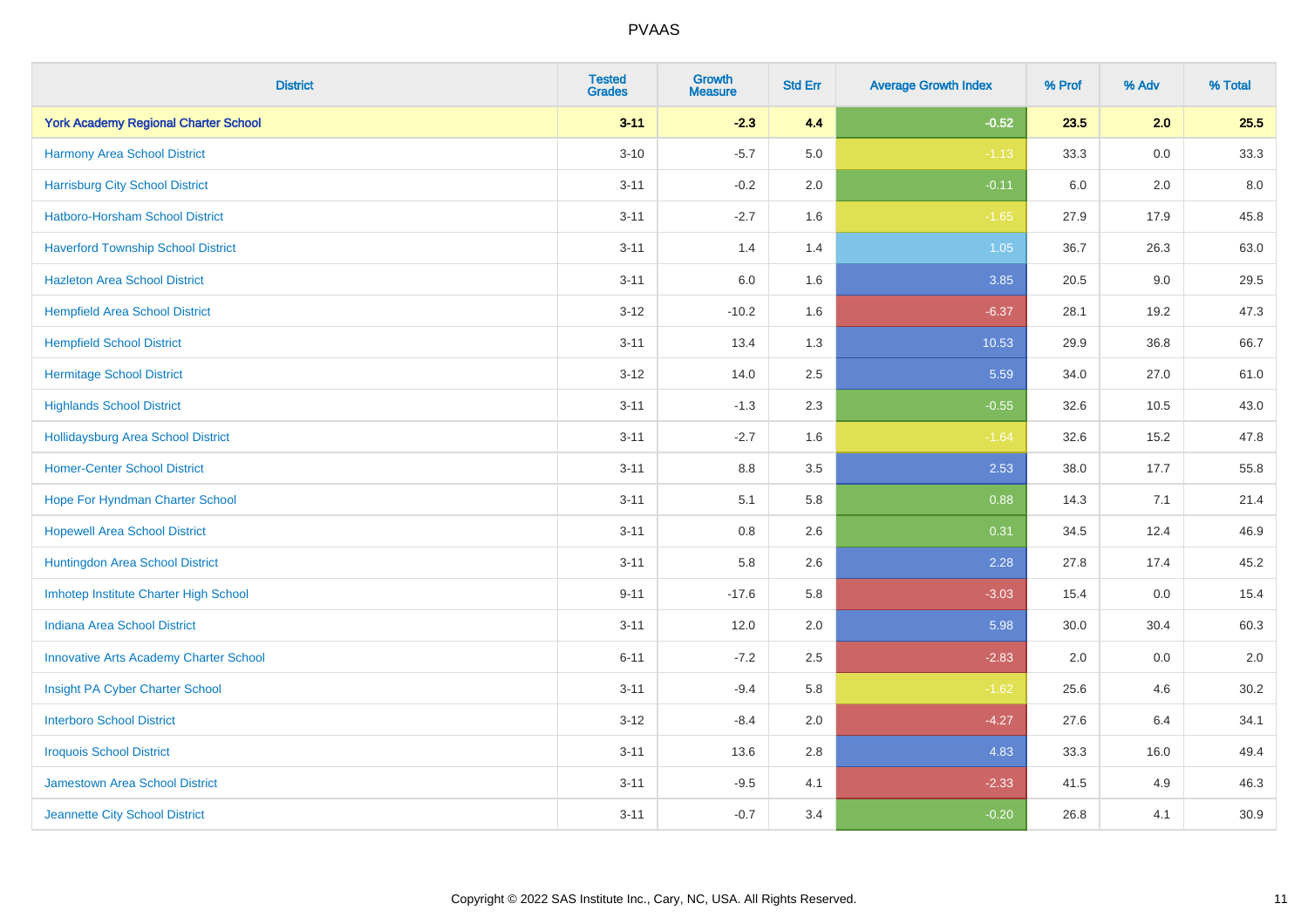# PVAAS

| District | Tested Grades | Growth Measure | Std Err | Average Growth Index | % Prof | % Adv | % Total |
|---|---|---|---|---|---|---|---|
| **York Academy Regional Charter School** | **3-11** | **-2.3** | **4.4** | **-0.52** | **23.5** | **2.0** | **25.5** |
| Harmony Area School District | 3-10 | -5.7 | 5.0 | -1.13 | 33.3 | 0.0 | 33.3 |
| Harrisburg City School District | 3-11 | -0.2 | 2.0 | -0.11 | 6.0 | 2.0 | 8.0 |
| Hatboro-Horsham School District | 3-11 | -2.7 | 1.6 | -1.65 | 27.9 | 17.9 | 45.8 |
| Haverford Township School District | 3-11 | 1.4 | 1.4 | 1.05 | 36.7 | 26.3 | 63.0 |
| Hazleton Area School District | 3-11 | 6.0 | 1.6 | 3.85 | 20.5 | 9.0 | 29.5 |
| Hempfield Area School District | 3-12 | -10.2 | 1.6 | -6.37 | 28.1 | 19.2 | 47.3 |
| Hempfield School District | 3-11 | 13.4 | 1.3 | 10.53 | 29.9 | 36.8 | 66.7 |
| Hermitage School District | 3-12 | 14.0 | 2.5 | 5.59 | 34.0 | 27.0 | 61.0 |
| Highlands School District | 3-11 | -1.3 | 2.3 | -0.55 | 32.6 | 10.5 | 43.0 |
| Hollidaysburg Area School District | 3-11 | -2.7 | 1.6 | -1.64 | 32.6 | 15.2 | 47.8 |
| Homer-Center School District | 3-11 | 8.8 | 3.5 | 2.53 | 38.0 | 17.7 | 55.8 |
| Hope For Hyndman Charter School | 3-11 | 5.1 | 5.8 | 0.88 | 14.3 | 7.1 | 21.4 |
| Hopewell Area School District | 3-11 | 0.8 | 2.6 | 0.31 | 34.5 | 12.4 | 46.9 |
| Huntingdon Area School District | 3-11 | 5.8 | 2.6 | 2.28 | 27.8 | 17.4 | 45.2 |
| Imhotep Institute Charter High School | 9-11 | -17.6 | 5.8 | -3.03 | 15.4 | 0.0 | 15.4 |
| Indiana Area School District | 3-11 | 12.0 | 2.0 | 5.98 | 30.0 | 30.4 | 60.3 |
| Innovative Arts Academy Charter School | 6-11 | -7.2 | 2.5 | -2.83 | 2.0 | 0.0 | 2.0 |
| Insight PA Cyber Charter School | 3-11 | -9.4 | 5.8 | -1.62 | 25.6 | 4.6 | 30.2 |
| Interboro School District | 3-12 | -8.4 | 2.0 | -4.27 | 27.6 | 6.4 | 34.1 |
| Iroquois School District | 3-11 | 13.6 | 2.8 | 4.83 | 33.3 | 16.0 | 49.4 |
| Jamestown Area School District | 3-11 | -9.5 | 4.1 | -2.33 | 41.5 | 4.9 | 46.3 |
| Jeannette City School District | 3-11 | -0.7 | 3.4 | -0.20 | 26.8 | 4.1 | 30.9 |

Copyright © 2022 SAS Institute Inc., Cary, NC, USA. All Rights Reserved.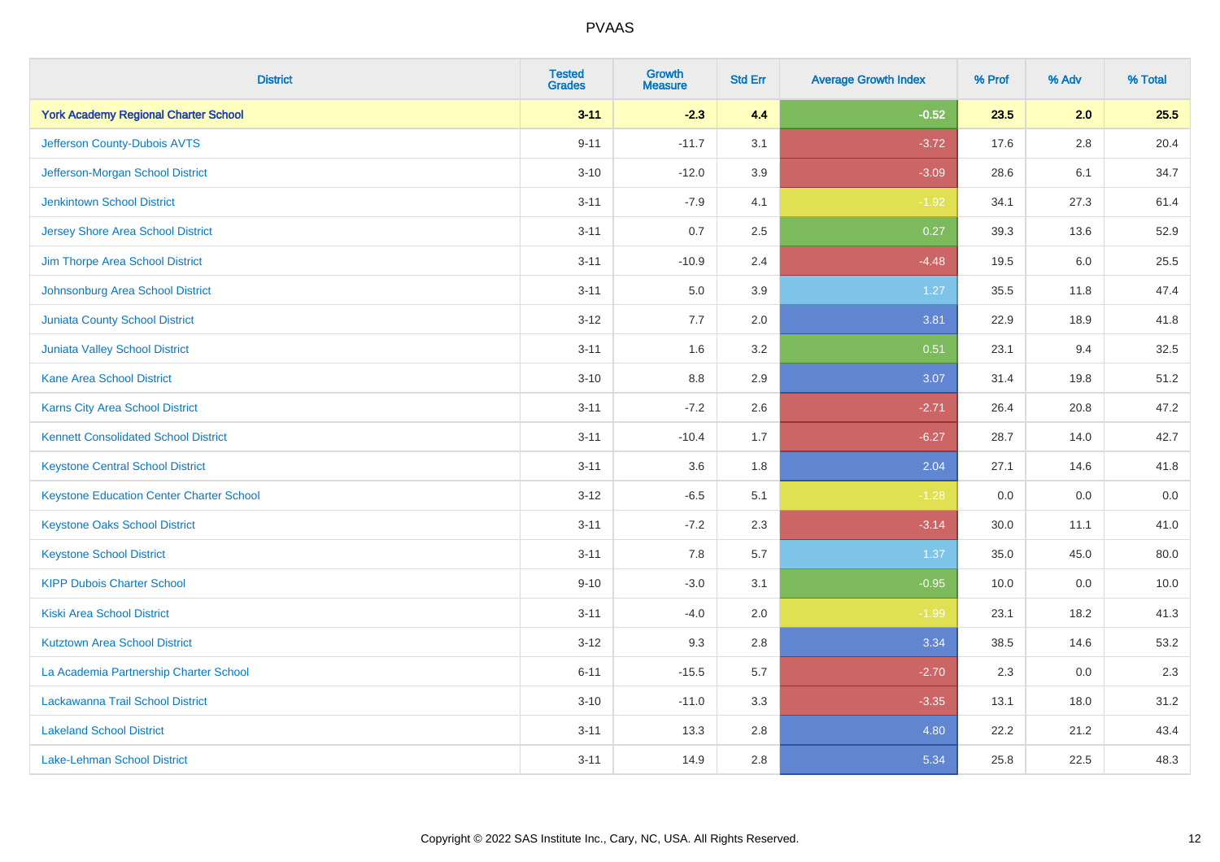# PVAAS

| District | Tested Grades | Growth Measure | Std Err | Average Growth Index | % Prof | % Adv | % Total |
|---|---|---|---|---|---|---|---|
| **York Academy Regional Charter School** | **3-11** | **-2.3** | **4.4** | **-0.52** | **23.5** | **2.0** | **25.5** |
| Jefferson County-Dubois AVTS | 9-11 | -11.7 | 3.1 | -3.72 | 17.6 | 2.8 | 20.4 |
| Jefferson-Morgan School District | 3-10 | -12.0 | 3.9 | -3.09 | 28.6 | 6.1 | 34.7 |
| Jenkintown School District | 3-11 | -7.9 | 4.1 | -1.92 | 34.1 | 27.3 | 61.4 |
| Jersey Shore Area School District | 3-11 | 0.7 | 2.5 | 0.27 | 39.3 | 13.6 | 52.9 |
| Jim Thorpe Area School District | 3-11 | -10.9 | 2.4 | -4.48 | 19.5 | 6.0 | 25.5 |
| Johnsonburg Area School District | 3-11 | 5.0 | 3.9 | 1.27 | 35.5 | 11.8 | 47.4 |
| Juniata County School District | 3-12 | 7.7 | 2.0 | 3.81 | 22.9 | 18.9 | 41.8 |
| Juniata Valley School District | 3-11 | 1.6 | 3.2 | 0.51 | 23.1 | 9.4 | 32.5 |
| Kane Area School District | 3-10 | 8.8 | 2.9 | 3.07 | 31.4 | 19.8 | 51.2 |
| Karns City Area School District | 3-11 | -7.2 | 2.6 | -2.71 | 26.4 | 20.8 | 47.2 |
| Kennett Consolidated School District | 3-11 | -10.4 | 1.7 | -6.27 | 28.7 | 14.0 | 42.7 |
| Keystone Central School District | 3-11 | 3.6 | 1.8 | 2.04 | 27.1 | 14.6 | 41.8 |
| Keystone Education Center Charter School | 3-12 | -6.5 | 5.1 | -1.28 | 0.0 | 0.0 | 0.0 |
| Keystone Oaks School District | 3-11 | -7.2 | 2.3 | -3.14 | 30.0 | 11.1 | 41.0 |
| Keystone School District | 3-11 | 7.8 | 5.7 | 1.37 | 35.0 | 45.0 | 80.0 |
| KIPP Dubois Charter School | 9-10 | -3.0 | 3.1 | -0.95 | 10.0 | 0.0 | 10.0 |
| Kiski Area School District | 3-11 | -4.0 | 2.0 | -1.99 | 23.1 | 18.2 | 41.3 |
| Kutztown Area School District | 3-12 | 9.3 | 2.8 | 3.34 | 38.5 | 14.6 | 53.2 |
| La Academia Partnership Charter School | 6-11 | -15.5 | 5.7 | -2.70 | 2.3 | 0.0 | 2.3 |
| Lackawanna Trail School District | 3-10 | -11.0 | 3.3 | -3.35 | 13.1 | 18.0 | 31.2 |
| Lakeland School District | 3-11 | 13.3 | 2.8 | 4.80 | 22.2 | 21.2 | 43.4 |
| Lake-Lehman School District | 3-11 | 14.9 | 2.8 | 5.34 | 25.8 | 22.5 | 48.3 |

Copyright © 2022 SAS Institute Inc., Cary, NC, USA. All Rights Reserved.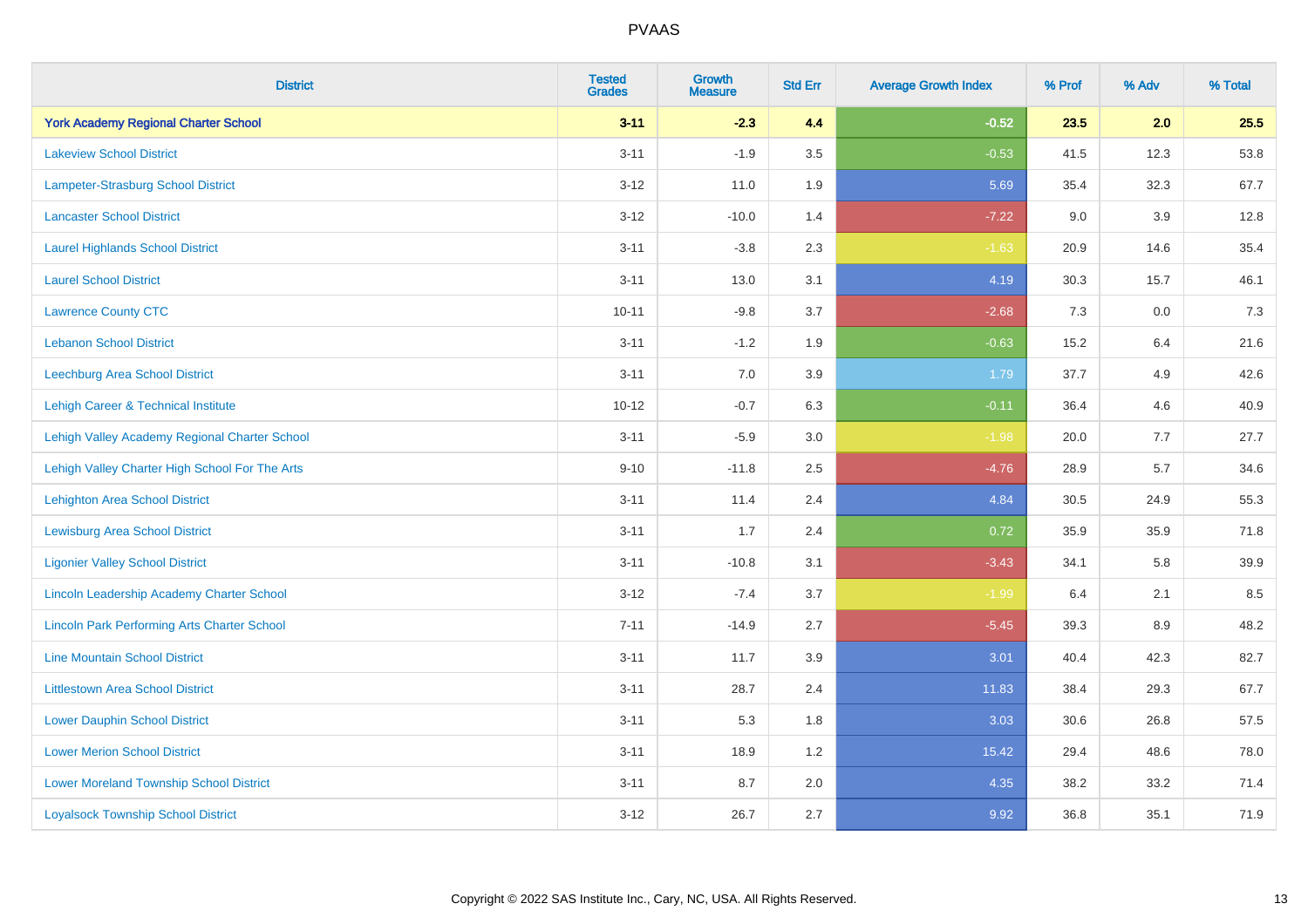# PVAAS

| District | Tested Grades | Growth Measure | Std Err | Average Growth Index | % Prof | % Adv | % Total |
|---|---|---|---|---|---|---|---|
| **York Academy Regional Charter School** | **3-11** | **-2.3** | **4.4** | **-0.52** | **23.5** | **2.0** | **25.5** |
| Lakeview School District | 3-11 | -1.9 | 3.5 | -0.53 | 41.5 | 12.3 | 53.8 |
| Lampeter-Strasburg School District | 3-12 | 11.0 | 1.9 | 5.69 | 35.4 | 32.3 | 67.7 |
| Lancaster School District | 3-12 | -10.0 | 1.4 | -7.22 | 9.0 | 3.9 | 12.8 |
| Laurel Highlands School District | 3-11 | -3.8 | 2.3 | -1.63 | 20.9 | 14.6 | 35.4 |
| Laurel School District | 3-11 | 13.0 | 3.1 | 4.19 | 30.3 | 15.7 | 46.1 |
| Lawrence County CTC | 10-11 | -9.8 | 3.7 | -2.68 | 7.3 | 0.0 | 7.3 |
| Lebanon School District | 3-11 | -1.2 | 1.9 | -0.63 | 15.2 | 6.4 | 21.6 |
| Leechburg Area School District | 3-11 | 7.0 | 3.9 | 1.79 | 37.7 | 4.9 | 42.6 |
| Lehigh Career & Technical Institute | 10-12 | -0.7 | 6.3 | -0.11 | 36.4 | 4.6 | 40.9 |
| Lehigh Valley Academy Regional Charter School | 3-11 | -5.9 | 3.0 | -1.98 | 20.0 | 7.7 | 27.7 |
| Lehigh Valley Charter High School For The Arts | 9-10 | -11.8 | 2.5 | -4.76 | 28.9 | 5.7 | 34.6 |
| Lehighton Area School District | 3-11 | 11.4 | 2.4 | 4.84 | 30.5 | 24.9 | 55.3 |
| Lewisburg Area School District | 3-11 | 1.7 | 2.4 | 0.72 | 35.9 | 35.9 | 71.8 |
| Ligonier Valley School District | 3-11 | -10.8 | 3.1 | -3.43 | 34.1 | 5.8 | 39.9 |
| Lincoln Leadership Academy Charter School | 3-12 | -7.4 | 3.7 | -1.99 | 6.4 | 2.1 | 8.5 |
| Lincoln Park Performing Arts Charter School | 7-11 | -14.9 | 2.7 | -5.45 | 39.3 | 8.9 | 48.2 |
| Line Mountain School District | 3-11 | 11.7 | 3.9 | 3.01 | 40.4 | 42.3 | 82.7 |
| Littlestown Area School District | 3-11 | 28.7 | 2.4 | 11.83 | 38.4 | 29.3 | 67.7 |
| Lower Dauphin School District | 3-11 | 5.3 | 1.8 | 3.03 | 30.6 | 26.8 | 57.5 |
| Lower Merion School District | 3-11 | 18.9 | 1.2 | 15.42 | 29.4 | 48.6 | 78.0 |
| Lower Moreland Township School District | 3-11 | 8.7 | 2.0 | 4.35 | 38.2 | 33.2 | 71.4 |
| Loyalsock Township School District | 3-12 | 26.7 | 2.7 | 9.92 | 36.8 | 35.1 | 71.9 |

Copyright © 2022 SAS Institute Inc., Cary, NC, USA. All Rights Reserved.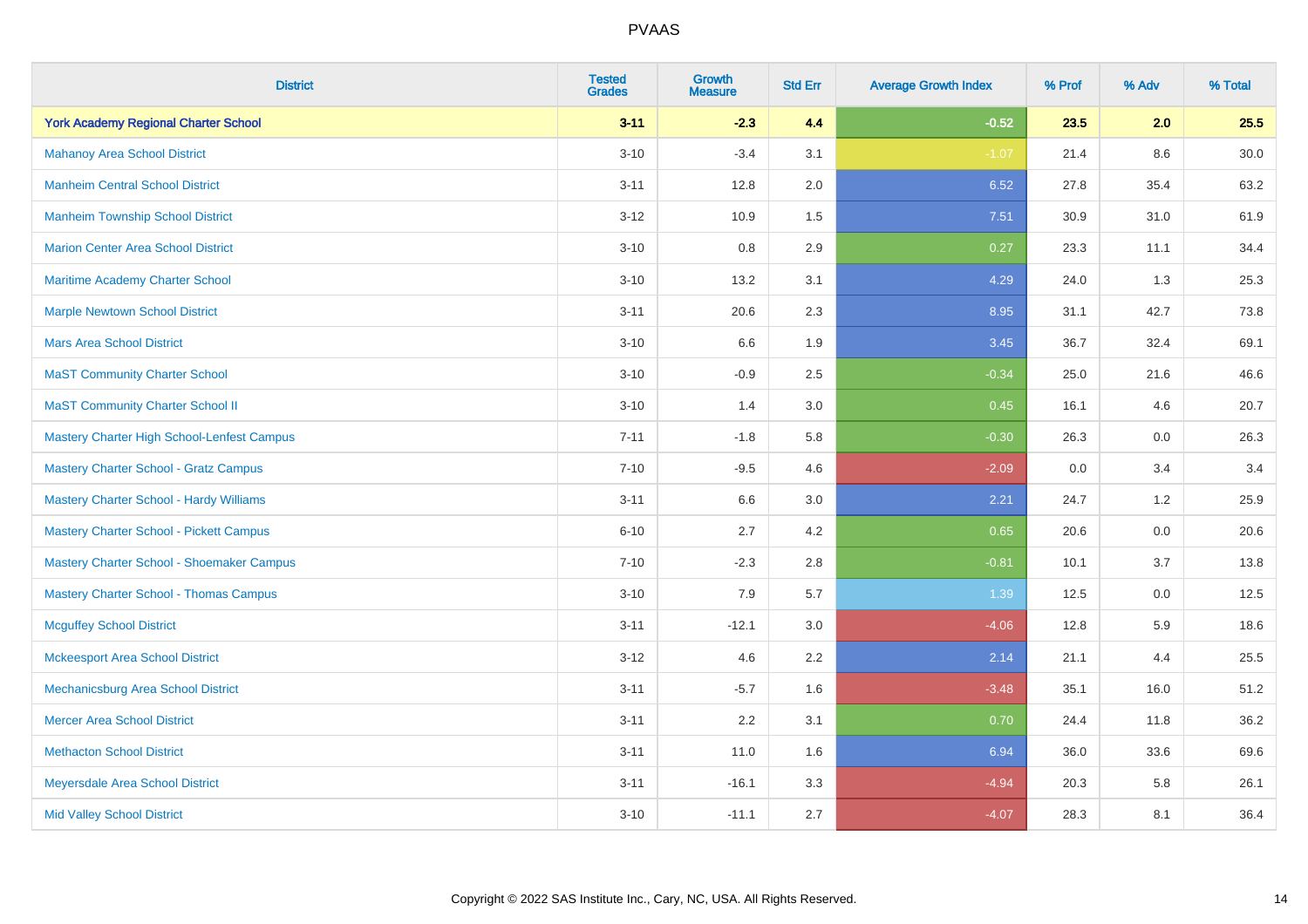# PVAAS

| District | Tested Grades | Growth Measure | Std Err | Average Growth Index | % Prof | % Adv | % Total |
|---|---|---|---|---|---|---|---|
| **York Academy Regional Charter School** | **3-11** | **-2.3** | **4.4** | **-0.52** | **23.5** | **2.0** | **25.5** |
| Mahanoy Area School District | 3-10 | -3.4 | 3.1 | -1.07 | 21.4 | 8.6 | 30.0 |
| Manheim Central School District | 3-11 | 12.8 | 2.0 | 6.52 | 27.8 | 35.4 | 63.2 |
| Manheim Township School District | 3-12 | 10.9 | 1.5 | 7.51 | 30.9 | 31.0 | 61.9 |
| Marion Center Area School District | 3-10 | 0.8 | 2.9 | 0.27 | 23.3 | 11.1 | 34.4 |
| Maritime Academy Charter School | 3-10 | 13.2 | 3.1 | 4.29 | 24.0 | 1.3 | 25.3 |
| Marple Newtown School District | 3-11 | 20.6 | 2.3 | 8.95 | 31.1 | 42.7 | 73.8 |
| Mars Area School District | 3-10 | 6.6 | 1.9 | 3.45 | 36.7 | 32.4 | 69.1 |
| MaST Community Charter School | 3-10 | -0.9 | 2.5 | -0.34 | 25.0 | 21.6 | 46.6 |
| MaST Community Charter School II | 3-10 | 1.4 | 3.0 | 0.45 | 16.1 | 4.6 | 20.7 |
| Mastery Charter High School-Lenfest Campus | 7-11 | -1.8 | 5.8 | -0.30 | 26.3 | 0.0 | 26.3 |
| Mastery Charter School - Gratz Campus | 7-10 | -9.5 | 4.6 | -2.09 | 0.0 | 3.4 | 3.4 |
| Mastery Charter School - Hardy Williams | 3-11 | 6.6 | 3.0 | 2.21 | 24.7 | 1.2 | 25.9 |
| Mastery Charter School - Pickett Campus | 6-10 | 2.7 | 4.2 | 0.65 | 20.6 | 0.0 | 20.6 |
| Mastery Charter School - Shoemaker Campus | 7-10 | -2.3 | 2.8 | -0.81 | 10.1 | 3.7 | 13.8 |
| Mastery Charter School - Thomas Campus | 3-10 | 7.9 | 5.7 | 1.39 | 12.5 | 0.0 | 12.5 |
| Mcguffey School District | 3-11 | -12.1 | 3.0 | -4.06 | 12.8 | 5.9 | 18.6 |
| Mckeesport Area School District | 3-12 | 4.6 | 2.2 | 2.14 | 21.1 | 4.4 | 25.5 |
| Mechanicsburg Area School District | 3-11 | -5.7 | 1.6 | -3.48 | 35.1 | 16.0 | 51.2 |
| Mercer Area School District | 3-11 | 2.2 | 3.1 | 0.70 | 24.4 | 11.8 | 36.2 |
| Methacton School District | 3-11 | 11.0 | 1.6 | 6.94 | 36.0 | 33.6 | 69.6 |
| Meyersdale Area School District | 3-11 | -16.1 | 3.3 | -4.94 | 20.3 | 5.8 | 26.1 |
| Mid Valley School District | 3-10 | -11.1 | 2.7 | -4.07 | 28.3 | 8.1 | 36.4 |

Copyright © 2022 SAS Institute Inc., Cary, NC, USA. All Rights Reserved.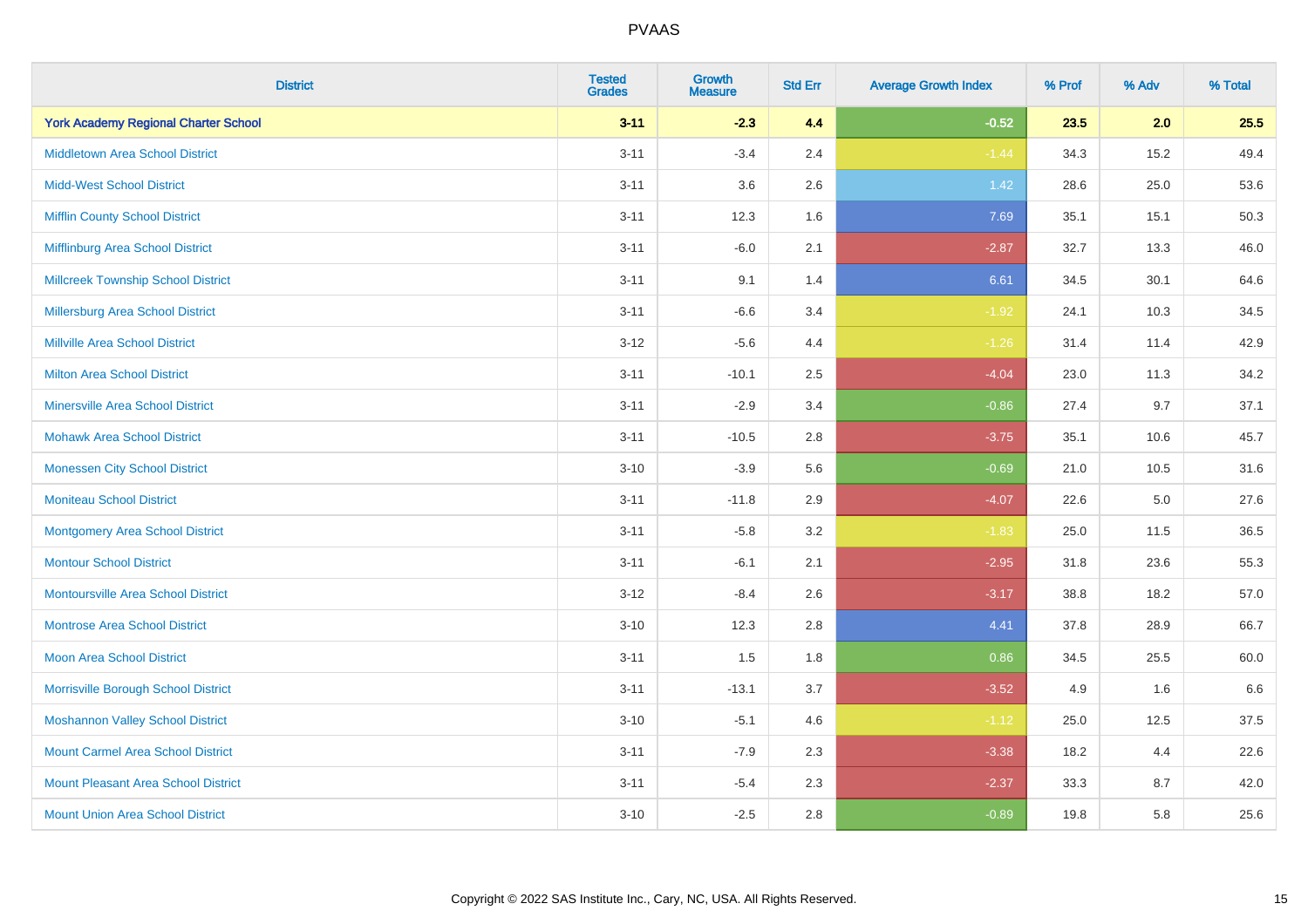# PVAAS

| District | Tested Grades | Growth Measure | Std Err | Average Growth Index | % Prof | % Adv | % Total |
|---|---|---|---|---|---|---|---|
| **York Academy Regional Charter School** | **3-11** | **-2.3** | **4.4** | **-0.52** | **23.5** | **2.0** | **25.5** |
| Middletown Area School District | 3-11 | -3.4 | 2.4 | -1.44 | 34.3 | 15.2 | 49.4 |
| Midd-West School District | 3-11 | 3.6 | 2.6 | 1.42 | 28.6 | 25.0 | 53.6 |
| Mifflin County School District | 3-11 | 12.3 | 1.6 | 7.69 | 35.1 | 15.1 | 50.3 |
| Mifflinburg Area School District | 3-11 | -6.0 | 2.1 | -2.87 | 32.7 | 13.3 | 46.0 |
| Millcreek Township School District | 3-11 | 9.1 | 1.4 | 6.61 | 34.5 | 30.1 | 64.6 |
| Millersburg Area School District | 3-11 | -6.6 | 3.4 | -1.92 | 24.1 | 10.3 | 34.5 |
| Millville Area School District | 3-12 | -5.6 | 4.4 | -1.26 | 31.4 | 11.4 | 42.9 |
| Milton Area School District | 3-11 | -10.1 | 2.5 | -4.04 | 23.0 | 11.3 | 34.2 |
| Minersville Area School District | 3-11 | -2.9 | 3.4 | -0.86 | 27.4 | 9.7 | 37.1 |
| Mohawk Area School District | 3-11 | -10.5 | 2.8 | -3.75 | 35.1 | 10.6 | 45.7 |
| Monessen City School District | 3-10 | -3.9 | 5.6 | -0.69 | 21.0 | 10.5 | 31.6 |
| Moniteau School District | 3-11 | -11.8 | 2.9 | -4.07 | 22.6 | 5.0 | 27.6 |
| Montgomery Area School District | 3-11 | -5.8 | 3.2 | -1.83 | 25.0 | 11.5 | 36.5 |
| Montour School District | 3-11 | -6.1 | 2.1 | -2.95 | 31.8 | 23.6 | 55.3 |
| Montoursville Area School District | 3-12 | -8.4 | 2.6 | -3.17 | 38.8 | 18.2 | 57.0 |
| Montrose Area School District | 3-10 | 12.3 | 2.8 | 4.41 | 37.8 | 28.9 | 66.7 |
| Moon Area School District | 3-11 | 1.5 | 1.8 | 0.86 | 34.5 | 25.5 | 60.0 |
| Morrisville Borough School District | 3-11 | -13.1 | 3.7 | -3.52 | 4.9 | 1.6 | 6.6 |
| Moshannon Valley School District | 3-10 | -5.1 | 4.6 | -1.12 | 25.0 | 12.5 | 37.5 |
| Mount Carmel Area School District | 3-11 | -7.9 | 2.3 | -3.38 | 18.2 | 4.4 | 22.6 |
| Mount Pleasant Area School District | 3-11 | -5.4 | 2.3 | -2.37 | 33.3 | 8.7 | 42.0 |
| Mount Union Area School District | 3-10 | -2.5 | 2.8 | -0.89 | 19.8 | 5.8 | 25.6 |

Copyright © 2022 SAS Institute Inc., Cary, NC, USA. All Rights Reserved.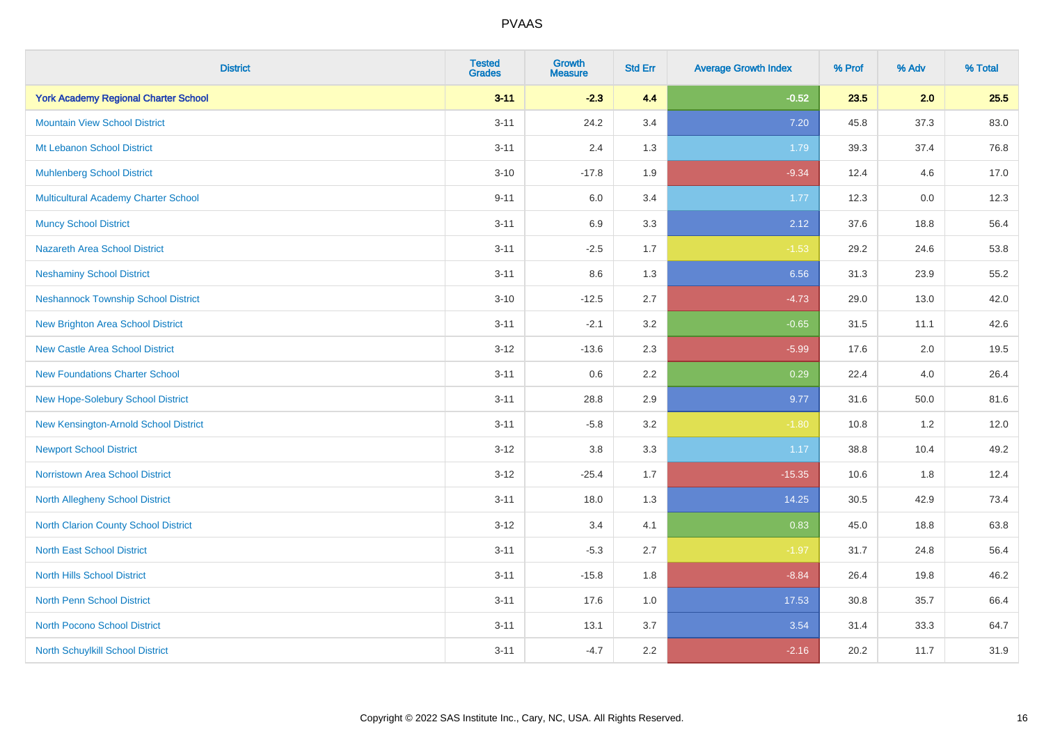| District | Tested Grades | Growth Measure | Std Err | Average Growth Index | % Prof | % Adv | % Total |
|---|---|---|---|---|---|---|---|
| **York Academy Regional Charter School** | **3-11** | **-2.3** | **4.4** | **-0.52** | **23.5** | **2.0** | **25.5** |
| Mountain View School District | 3-11 | 24.2 | 3.4 | 7.20 | 45.8 | 37.3 | 83.0 |
| Mt Lebanon School District | 3-11 | 2.4 | 1.3 | 1.79 | 39.3 | 37.4 | 76.8 |
| Muhlenberg School District | 3-10 | -17.8 | 1.9 | -9.34 | 12.4 | 4.6 | 17.0 |
| Multicultural Academy Charter School | 9-11 | 6.0 | 3.4 | 1.77 | 12.3 | 0.0 | 12.3 |
| Muncy School District | 3-11 | 6.9 | 3.3 | 2.12 | 37.6 | 18.8 | 56.4 |
| Nazareth Area School District | 3-11 | -2.5 | 1.7 | -1.53 | 29.2 | 24.6 | 53.8 |
| Neshaminy School District | 3-11 | 8.6 | 1.3 | 6.56 | 31.3 | 23.9 | 55.2 |
| Neshannock Township School District | 3-10 | -12.5 | 2.7 | -4.73 | 29.0 | 13.0 | 42.0 |
| New Brighton Area School District | 3-11 | -2.1 | 3.2 | -0.65 | 31.5 | 11.1 | 42.6 |
| New Castle Area School District | 3-12 | -13.6 | 2.3 | -5.99 | 17.6 | 2.0 | 19.5 |
| New Foundations Charter School | 3-11 | 0.6 | 2.2 | 0.29 | 22.4 | 4.0 | 26.4 |
| New Hope-Solebury School District | 3-11 | 28.8 | 2.9 | 9.77 | 31.6 | 50.0 | 81.6 |
| New Kensington-Arnold School District | 3-11 | -5.8 | 3.2 | -1.80 | 10.8 | 1.2 | 12.0 |
| Newport School District | 3-12 | 3.8 | 3.3 | 1.17 | 38.8 | 10.4 | 49.2 |
| Norristown Area School District | 3-12 | -25.4 | 1.7 | -15.35 | 10.6 | 1.8 | 12.4 |
| North Allegheny School District | 3-11 | 18.0 | 1.3 | 14.25 | 30.5 | 42.9 | 73.4 |
| North Clarion County School District | 3-12 | 3.4 | 4.1 | 0.83 | 45.0 | 18.8 | 63.8 |
| North East School District | 3-11 | -5.3 | 2.7 | -1.97 | 31.7 | 24.8 | 56.4 |
| North Hills School District | 3-11 | -15.8 | 1.8 | -8.84 | 26.4 | 19.8 | 46.2 |
| North Penn School District | 3-11 | 17.6 | 1.0 | 17.53 | 30.8 | 35.7 | 66.4 |
| North Pocono School District | 3-11 | 13.1 | 3.7 | 3.54 | 31.4 | 33.3 | 64.7 |
| North Schuylkill School District | 3-11 | -4.7 | 2.2 | -2.16 | 20.2 | 11.7 | 31.9 |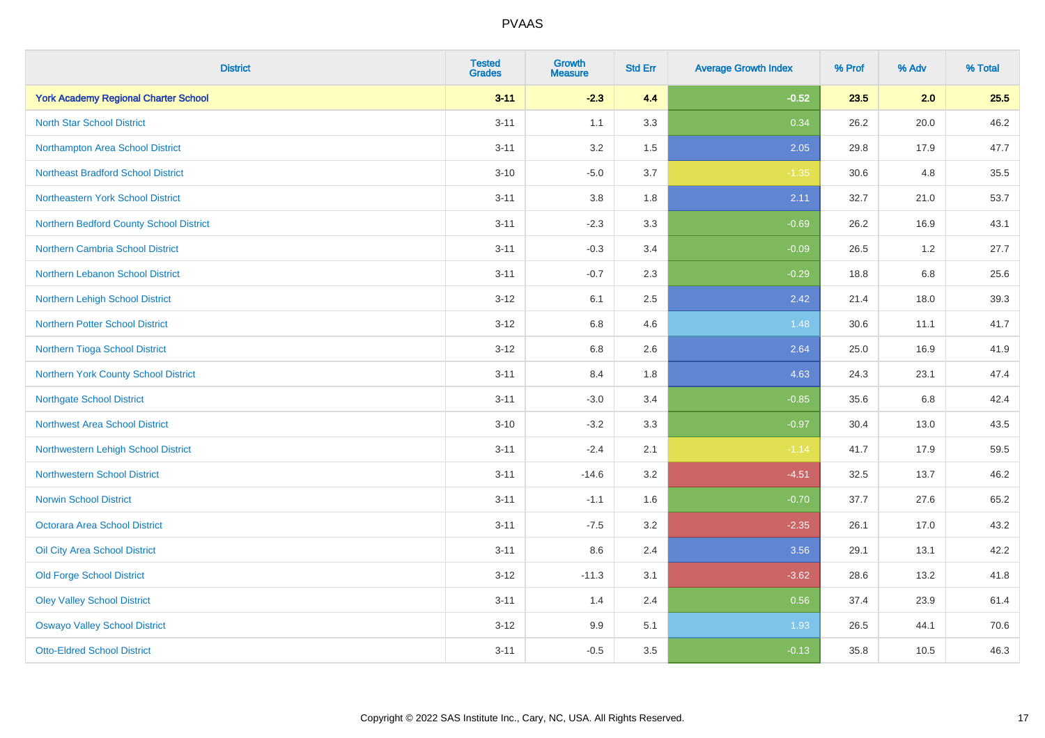| District | Tested Grades | Growth Measure | Std Err | Average Growth Index | % Prof | % Adv | % Total |
|---|---|---|---|---|---|---|---|
| **York Academy Regional Charter School** | **3-11** | **-2.3** | **4.4** | **-0.52** | **23.5** | **2.0** | **25.5** |
| North Star School District | 3-11 | 1.1 | 3.3 | 0.34 | 26.2 | 20.0 | 46.2 |
| Northampton Area School District | 3-11 | 3.2 | 1.5 | 2.05 | 29.8 | 17.9 | 47.7 |
| Northeast Bradford School District | 3-10 | -5.0 | 3.7 | -1.35 | 30.6 | 4.8 | 35.5 |
| Northeastern York School District | 3-11 | 3.8 | 1.8 | 2.11 | 32.7 | 21.0 | 53.7 |
| Northern Bedford County School District | 3-11 | -2.3 | 3.3 | -0.69 | 26.2 | 16.9 | 43.1 |
| Northern Cambria School District | 3-11 | -0.3 | 3.4 | -0.09 | 26.5 | 1.2 | 27.7 |
| Northern Lebanon School District | 3-11 | -0.7 | 2.3 | -0.29 | 18.8 | 6.8 | 25.6 |
| Northern Lehigh School District | 3-12 | 6.1 | 2.5 | 2.42 | 21.4 | 18.0 | 39.3 |
| Northern Potter School District | 3-12 | 6.8 | 4.6 | 1.48 | 30.6 | 11.1 | 41.7 |
| Northern Tioga School District | 3-12 | 6.8 | 2.6 | 2.64 | 25.0 | 16.9 | 41.9 |
| Northern York County School District | 3-11 | 8.4 | 1.8 | 4.63 | 24.3 | 23.1 | 47.4 |
| Northgate School District | 3-11 | -3.0 | 3.4 | -0.85 | 35.6 | 6.8 | 42.4 |
| Northwest Area School District | 3-10 | -3.2 | 3.3 | -0.97 | 30.4 | 13.0 | 43.5 |
| Northwestern Lehigh School District | 3-11 | -2.4 | 2.1 | -1.14 | 41.7 | 17.9 | 59.5 |
| Northwestern School District | 3-11 | -14.6 | 3.2 | -4.51 | 32.5 | 13.7 | 46.2 |
| Norwin School District | 3-11 | -1.1 | 1.6 | -0.70 | 37.7 | 27.6 | 65.2 |
| Octorara Area School District | 3-11 | -7.5 | 3.2 | -2.35 | 26.1 | 17.0 | 43.2 |
| Oil City Area School District | 3-11 | 8.6 | 2.4 | 3.56 | 29.1 | 13.1 | 42.2 |
| Old Forge School District | 3-12 | -11.3 | 3.1 | -3.62 | 28.6 | 13.2 | 41.8 |
| Oley Valley School District | 3-11 | 1.4 | 2.4 | 0.56 | 37.4 | 23.9 | 61.4 |
| Oswayo Valley School District | 3-12 | 9.9 | 5.1 | 1.93 | 26.5 | 44.1 | 70.6 |
| Otto-Eldred School District | 3-11 | -0.5 | 3.5 | -0.13 | 35.8 | 10.5 | 46.3 |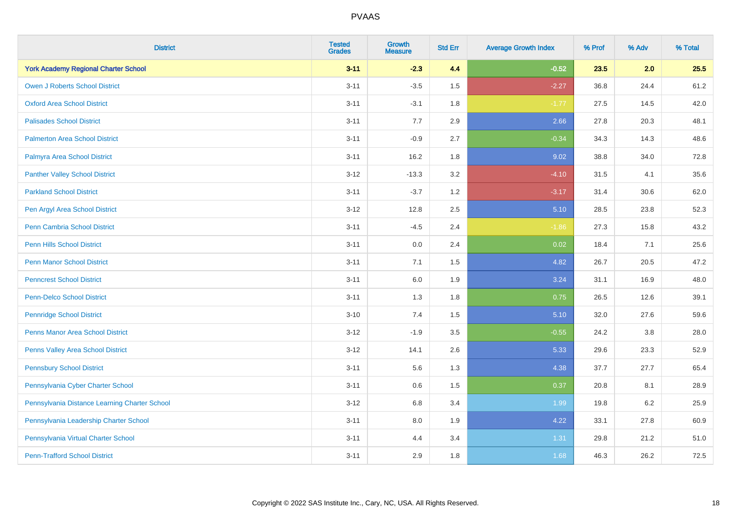| District | Tested Grades | Growth Measure | Std Err | Average Growth Index | % Prof | % Adv | % Total |
|---|---|---|---|---|---|---|---|
| **York Academy Regional Charter School** | **3-11** | **-2.3** | **4.4** | **-0.52** | **23.5** | **2.0** | **25.5** |
| Owen J Roberts School District | 3-11 | -3.5 | 1.5 | -2.27 | 36.8 | 24.4 | 61.2 |
| Oxford Area School District | 3-11 | -3.1 | 1.8 | -1.77 | 27.5 | 14.5 | 42.0 |
| Palisades School District | 3-11 | 7.7 | 2.9 | 2.66 | 27.8 | 20.3 | 48.1 |
| Palmerton Area School District | 3-11 | -0.9 | 2.7 | -0.34 | 34.3 | 14.3 | 48.6 |
| Palmyra Area School District | 3-11 | 16.2 | 1.8 | 9.02 | 38.8 | 34.0 | 72.8 |
| Panther Valley School District | 3-12 | -13.3 | 3.2 | -4.10 | 31.5 | 4.1 | 35.6 |
| Parkland School District | 3-11 | -3.7 | 1.2 | -3.17 | 31.4 | 30.6 | 62.0 |
| Pen Argyl Area School District | 3-12 | 12.8 | 2.5 | 5.10 | 28.5 | 23.8 | 52.3 |
| Penn Cambria School District | 3-11 | -4.5 | 2.4 | -1.86 | 27.3 | 15.8 | 43.2 |
| Penn Hills School District | 3-11 | 0.0 | 2.4 | 0.02 | 18.4 | 7.1 | 25.6 |
| Penn Manor School District | 3-11 | 7.1 | 1.5 | 4.82 | 26.7 | 20.5 | 47.2 |
| Penncrest School District | 3-11 | 6.0 | 1.9 | 3.24 | 31.1 | 16.9 | 48.0 |
| Penn-Delco School District | 3-11 | 1.3 | 1.8 | 0.75 | 26.5 | 12.6 | 39.1 |
| Pennridge School District | 3-10 | 7.4 | 1.5 | 5.10 | 32.0 | 27.6 | 59.6 |
| Penns Manor Area School District | 3-12 | -1.9 | 3.5 | -0.55 | 24.2 | 3.8 | 28.0 |
| Penns Valley Area School District | 3-12 | 14.1 | 2.6 | 5.33 | 29.6 | 23.3 | 52.9 |
| Pennsbury School District | 3-11 | 5.6 | 1.3 | 4.38 | 37.7 | 27.7 | 65.4 |
| Pennsylvania Cyber Charter School | 3-11 | 0.6 | 1.5 | 0.37 | 20.8 | 8.1 | 28.9 |
| Pennsylvania Distance Learning Charter School | 3-12 | 6.8 | 3.4 | 1.99 | 19.8 | 6.2 | 25.9 |
| Pennsylvania Leadership Charter School | 3-11 | 8.0 | 1.9 | 4.22 | 33.1 | 27.8 | 60.9 |
| Pennsylvania Virtual Charter School | 3-11 | 4.4 | 3.4 | 1.31 | 29.8 | 21.2 | 51.0 |
| Penn-Trafford School District | 3-11 | 2.9 | 1.8 | 1.68 | 46.3 | 26.2 | 72.5 |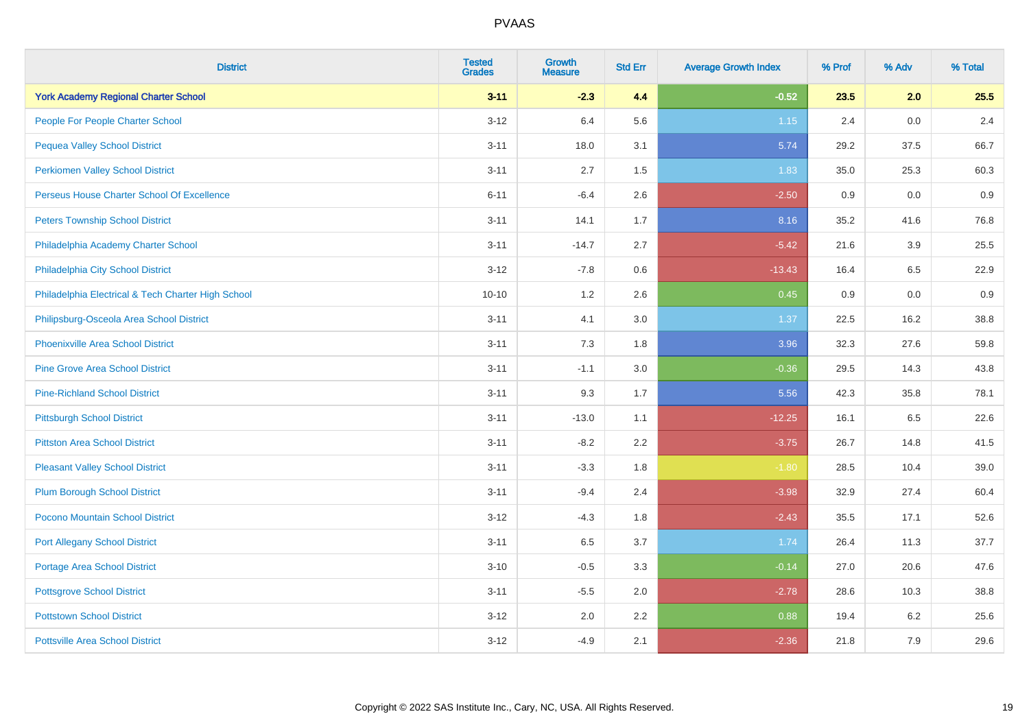# PVAAS

| District | Tested Grades | Growth Measure | Std Err | Average Growth Index | % Prof | % Adv | % Total |
|---|---|---|---|---|---|---|---|
| **York Academy Regional Charter School** | **3-11** | **-2.3** | **4.4** | **-0.52** | **23.5** | **2.0** | **25.5** |
| People For People Charter School | 3-12 | 6.4 | 5.6 | 1.15 | 2.4 | 0.0 | 2.4 |
| Pequea Valley School District | 3-11 | 18.0 | 3.1 | 5.74 | 29.2 | 37.5 | 66.7 |
| Perkiomen Valley School District | 3-11 | 2.7 | 1.5 | 1.83 | 35.0 | 25.3 | 60.3 |
| Perseus House Charter School Of Excellence | 6-11 | -6.4 | 2.6 | -2.50 | 0.9 | 0.0 | 0.9 |
| Peters Township School District | 3-11 | 14.1 | 1.7 | 8.16 | 35.2 | 41.6 | 76.8 |
| Philadelphia Academy Charter School | 3-11 | -14.7 | 2.7 | -5.42 | 21.6 | 3.9 | 25.5 |
| Philadelphia City School District | 3-12 | -7.8 | 0.6 | -13.43 | 16.4 | 6.5 | 22.9 |
| Philadelphia Electrical & Tech Charter High School | 10-10 | 1.2 | 2.6 | 0.45 | 0.9 | 0.0 | 0.9 |
| Philipsburg-Osceola Area School District | 3-11 | 4.1 | 3.0 | 1.37 | 22.5 | 16.2 | 38.8 |
| Phoenixville Area School District | 3-11 | 7.3 | 1.8 | 3.96 | 32.3 | 27.6 | 59.8 |
| Pine Grove Area School District | 3-11 | -1.1 | 3.0 | -0.36 | 29.5 | 14.3 | 43.8 |
| Pine-Richland School District | 3-11 | 9.3 | 1.7 | 5.56 | 42.3 | 35.8 | 78.1 |
| Pittsburgh School District | 3-11 | -13.0 | 1.1 | -12.25 | 16.1 | 6.5 | 22.6 |
| Pittston Area School District | 3-11 | -8.2 | 2.2 | -3.75 | 26.7 | 14.8 | 41.5 |
| Pleasant Valley School District | 3-11 | -3.3 | 1.8 | -1.80 | 28.5 | 10.4 | 39.0 |
| Plum Borough School District | 3-11 | -9.4 | 2.4 | -3.98 | 32.9 | 27.4 | 60.4 |
| Pocono Mountain School District | 3-12 | -4.3 | 1.8 | -2.43 | 35.5 | 17.1 | 52.6 |
| Port Allegany School District | 3-11 | 6.5 | 3.7 | 1.74 | 26.4 | 11.3 | 37.7 |
| Portage Area School District | 3-10 | -0.5 | 3.3 | -0.14 | 27.0 | 20.6 | 47.6 |
| Pottsgrove School District | 3-11 | -5.5 | 2.0 | -2.78 | 28.6 | 10.3 | 38.8 |
| Pottstown School District | 3-12 | 2.0 | 2.2 | 0.88 | 19.4 | 6.2 | 25.6 |
| Pottsville Area School District | 3-12 | -4.9 | 2.1 | -2.36 | 21.8 | 7.9 | 29.6 |

Copyright © 2022 SAS Institute Inc., Cary, NC, USA. All Rights Reserved.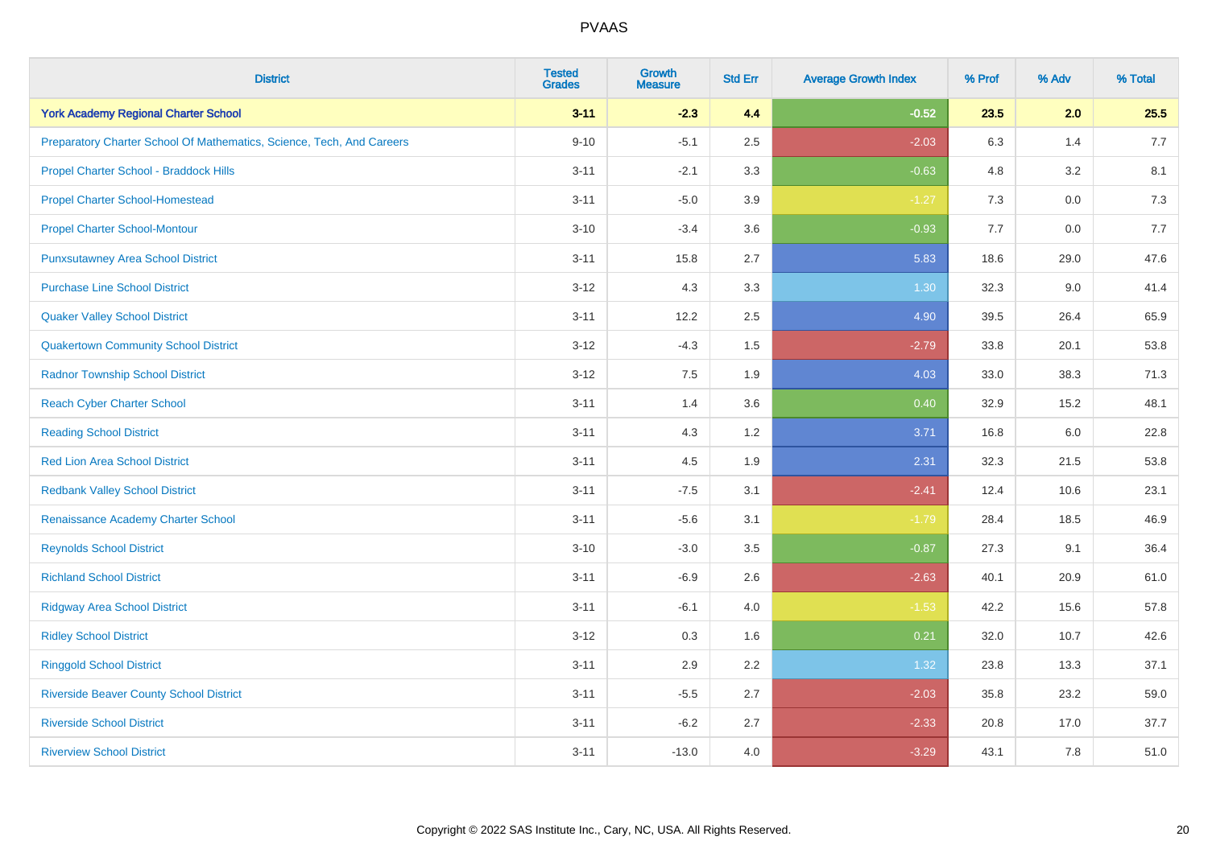# PVAAS

| District | Tested Grades | Growth Measure | Std Err | Average Growth Index | % Prof | % Adv | % Total |
|---|---|---|---|---|---|---|---|
| **York Academy Regional Charter School** | **3-11** | **-2.3** | **4.4** | **-0.52** | **23.5** | **2.0** | **25.5** |
| Preparatory Charter School Of Mathematics, Science, Tech, And Careers | 9-10 | -5.1 | 2.5 | -2.03 | 6.3 | 1.4 | 7.7 |
| Propel Charter School - Braddock Hills | 3-11 | -2.1 | 3.3 | -0.63 | 4.8 | 3.2 | 8.1 |
| Propel Charter School-Homestead | 3-11 | -5.0 | 3.9 | -1.27 | 7.3 | 0.0 | 7.3 |
| Propel Charter School-Montour | 3-10 | -3.4 | 3.6 | -0.93 | 7.7 | 0.0 | 7.7 |
| Punxsutawney Area School District | 3-11 | 15.8 | 2.7 | 5.83 | 18.6 | 29.0 | 47.6 |
| Purchase Line School District | 3-12 | 4.3 | 3.3 | 1.30 | 32.3 | 9.0 | 41.4 |
| Quaker Valley School District | 3-11 | 12.2 | 2.5 | 4.90 | 39.5 | 26.4 | 65.9 |
| Quakertown Community School District | 3-12 | -4.3 | 1.5 | -2.79 | 33.8 | 20.1 | 53.8 |
| Radnor Township School District | 3-12 | 7.5 | 1.9 | 4.03 | 33.0 | 38.3 | 71.3 |
| Reach Cyber Charter School | 3-11 | 1.4 | 3.6 | 0.40 | 32.9 | 15.2 | 48.1 |
| Reading School District | 3-11 | 4.3 | 1.2 | 3.71 | 16.8 | 6.0 | 22.8 |
| Red Lion Area School District | 3-11 | 4.5 | 1.9 | 2.31 | 32.3 | 21.5 | 53.8 |
| Redbank Valley School District | 3-11 | -7.5 | 3.1 | -2.41 | 12.4 | 10.6 | 23.1 |
| Renaissance Academy Charter School | 3-11 | -5.6 | 3.1 | -1.79 | 28.4 | 18.5 | 46.9 |
| Reynolds School District | 3-10 | -3.0 | 3.5 | -0.87 | 27.3 | 9.1 | 36.4 |
| Richland School District | 3-11 | -6.9 | 2.6 | -2.63 | 40.1 | 20.9 | 61.0 |
| Ridgway Area School District | 3-11 | -6.1 | 4.0 | -1.53 | 42.2 | 15.6 | 57.8 |
| Ridley School District | 3-12 | 0.3 | 1.6 | 0.21 | 32.0 | 10.7 | 42.6 |
| Ringgold School District | 3-11 | 2.9 | 2.2 | 1.32 | 23.8 | 13.3 | 37.1 |
| Riverside Beaver County School District | 3-11 | -5.5 | 2.7 | -2.03 | 35.8 | 23.2 | 59.0 |
| Riverside School District | 3-11 | -6.2 | 2.7 | -2.33 | 20.8 | 17.0 | 37.7 |
| Riverview School District | 3-11 | -13.0 | 4.0 | -3.29 | 43.1 | 7.8 | 51.0 |

Copyright © 2022 SAS Institute Inc., Cary, NC, USA. All Rights Reserved.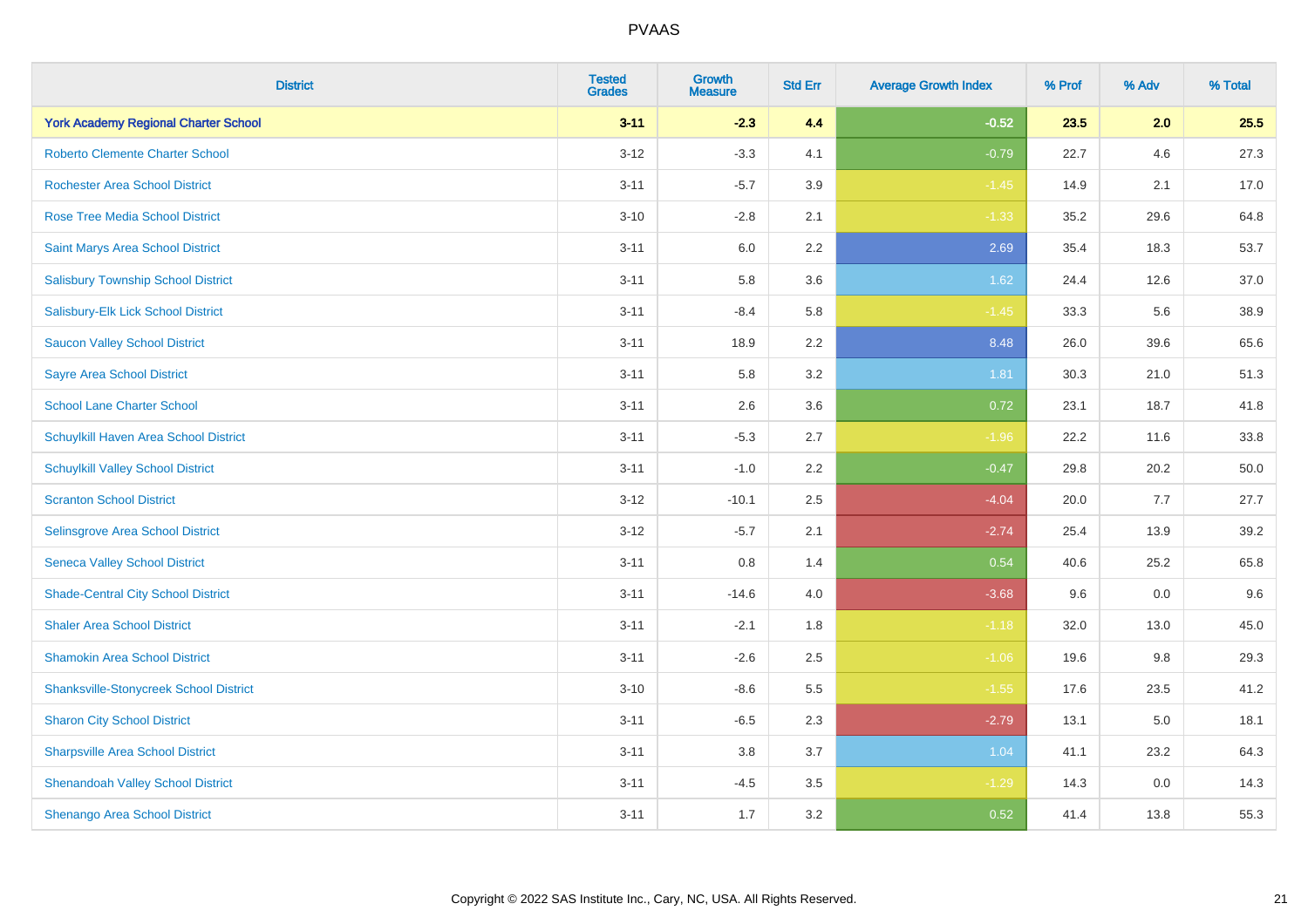| District | Tested Grades | Growth Measure | Std Err | Average Growth Index | % Prof | % Adv | % Total |
|---|---|---|---|---|---|---|---|
| **York Academy Regional Charter School** | **3-11** | **-2.3** | **4.4** | **-0.52** | **23.5** | **2.0** | **25.5** |
| Roberto Clemente Charter School | 3-12 | -3.3 | 4.1 | -0.79 | 22.7 | 4.6 | 27.3 |
| Rochester Area School District | 3-11 | -5.7 | 3.9 | -1.45 | 14.9 | 2.1 | 17.0 |
| Rose Tree Media School District | 3-10 | -2.8 | 2.1 | -1.33 | 35.2 | 29.6 | 64.8 |
| Saint Marys Area School District | 3-11 | 6.0 | 2.2 | 2.69 | 35.4 | 18.3 | 53.7 |
| Salisbury Township School District | 3-11 | 5.8 | 3.6 | 1.62 | 24.4 | 12.6 | 37.0 |
| Salisbury-Elk Lick School District | 3-11 | -8.4 | 5.8 | -1.45 | 33.3 | 5.6 | 38.9 |
| Saucon Valley School District | 3-11 | 18.9 | 2.2 | 8.48 | 26.0 | 39.6 | 65.6 |
| Sayre Area School District | 3-11 | 5.8 | 3.2 | 1.81 | 30.3 | 21.0 | 51.3 |
| School Lane Charter School | 3-11 | 2.6 | 3.6 | 0.72 | 23.1 | 18.7 | 41.8 |
| Schuylkill Haven Area School District | 3-11 | -5.3 | 2.7 | -1.96 | 22.2 | 11.6 | 33.8 |
| Schuylkill Valley School District | 3-11 | -1.0 | 2.2 | -0.47 | 29.8 | 20.2 | 50.0 |
| Scranton School District | 3-12 | -10.1 | 2.5 | -4.04 | 20.0 | 7.7 | 27.7 |
| Selinsgrove Area School District | 3-12 | -5.7 | 2.1 | -2.74 | 25.4 | 13.9 | 39.2 |
| Seneca Valley School District | 3-11 | 0.8 | 1.4 | 0.54 | 40.6 | 25.2 | 65.8 |
| Shade-Central City School District | 3-11 | -14.6 | 4.0 | -3.68 | 9.6 | 0.0 | 9.6 |
| Shaler Area School District | 3-11 | -2.1 | 1.8 | -1.18 | 32.0 | 13.0 | 45.0 |
| Shamokin Area School District | 3-11 | -2.6 | 2.5 | -1.06 | 19.6 | 9.8 | 29.3 |
| Shanksville-Stonycreek School District | 3-10 | -8.6 | 5.5 | -1.55 | 17.6 | 23.5 | 41.2 |
| Sharon City School District | 3-11 | -6.5 | 2.3 | -2.79 | 13.1 | 5.0 | 18.1 |
| Sharpsville Area School District | 3-11 | 3.8 | 3.7 | 1.04 | 41.1 | 23.2 | 64.3 |
| Shenandoah Valley School District | 3-11 | -4.5 | 3.5 | -1.29 | 14.3 | 0.0 | 14.3 |
| Shenango Area School District | 3-11 | 1.7 | 3.2 | 0.52 | 41.4 | 13.8 | 55.3 |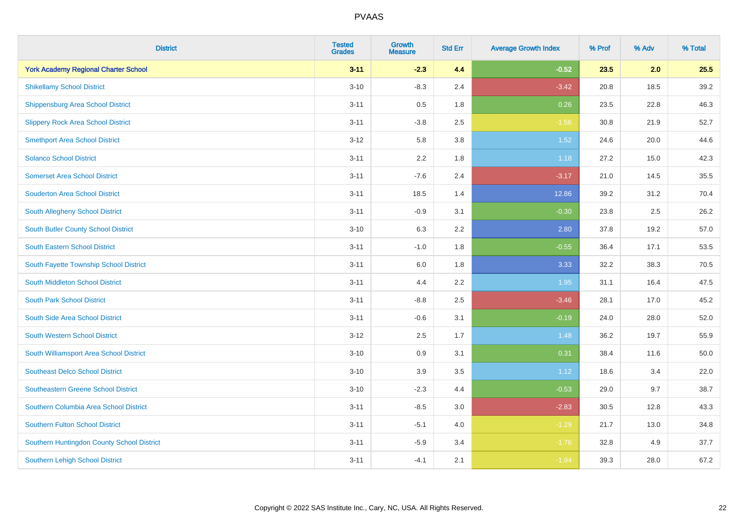# PVAAS

| District | Tested Grades | Growth Measure | Std Err | Average Growth Index | % Prof | % Adv | % Total |
|---|---|---|---|---|---|---|---|
| **York Academy Regional Charter School** | **3-11** | **-2.3** | **4.4** | **-0.52** | **23.5** | **2.0** | **25.5** |
| Shikellamy School District | 3-10 | -8.3 | 2.4 | -3.42 | 20.8 | 18.5 | 39.2 |
| Shippensburg Area School District | 3-11 | 0.5 | 1.8 | 0.26 | 23.5 | 22.8 | 46.3 |
| Slippery Rock Area School District | 3-11 | -3.8 | 2.5 | -1.56 | 30.8 | 21.9 | 52.7 |
| Smethport Area School District | 3-12 | 5.8 | 3.8 | 1.52 | 24.6 | 20.0 | 44.6 |
| Solanco School District | 3-11 | 2.2 | 1.8 | 1.18 | 27.2 | 15.0 | 42.3 |
| Somerset Area School District | 3-11 | -7.6 | 2.4 | -3.17 | 21.0 | 14.5 | 35.5 |
| Souderton Area School District | 3-11 | 18.5 | 1.4 | 12.86 | 39.2 | 31.2 | 70.4 |
| South Allegheny School District | 3-11 | -0.9 | 3.1 | -0.30 | 23.8 | 2.5 | 26.2 |
| South Butler County School District | 3-10 | 6.3 | 2.2 | 2.80 | 37.8 | 19.2 | 57.0 |
| South Eastern School District | 3-11 | -1.0 | 1.8 | -0.55 | 36.4 | 17.1 | 53.5 |
| South Fayette Township School District | 3-11 | 6.0 | 1.8 | 3.33 | 32.2 | 38.3 | 70.5 |
| South Middleton School District | 3-11 | 4.4 | 2.2 | 1.95 | 31.1 | 16.4 | 47.5 |
| South Park School District | 3-11 | -8.8 | 2.5 | -3.46 | 28.1 | 17.0 | 45.2 |
| South Side Area School District | 3-11 | -0.6 | 3.1 | -0.19 | 24.0 | 28.0 | 52.0 |
| South Western School District | 3-12 | 2.5 | 1.7 | 1.48 | 36.2 | 19.7 | 55.9 |
| South Williamsport Area School District | 3-10 | 0.9 | 3.1 | 0.31 | 38.4 | 11.6 | 50.0 |
| Southeast Delco School District | 3-10 | 3.9 | 3.5 | 1.12 | 18.6 | 3.4 | 22.0 |
| Southeastern Greene School District | 3-10 | -2.3 | 4.4 | -0.53 | 29.0 | 9.7 | 38.7 |
| Southern Columbia Area School District | 3-11 | -8.5 | 3.0 | -2.83 | 30.5 | 12.8 | 43.3 |
| Southern Fulton School District | 3-11 | -5.1 | 4.0 | -1.29 | 21.7 | 13.0 | 34.8 |
| Southern Huntingdon County School District | 3-11 | -5.9 | 3.4 | -1.76 | 32.8 | 4.9 | 37.7 |
| Southern Lehigh School District | 3-11 | -4.1 | 2.1 | -1.94 | 39.3 | 28.0 | 67.2 |

Copyright © 2022 SAS Institute Inc., Cary, NC, USA. All Rights Reserved.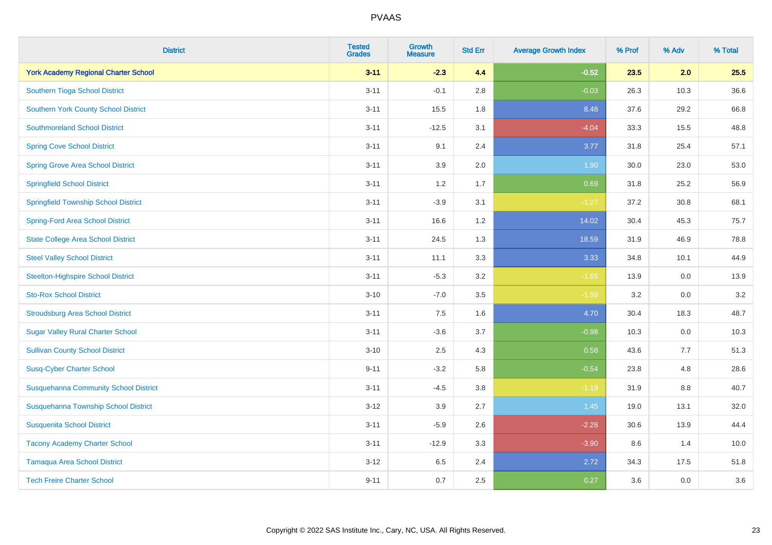# PVAAS

| District | Tested Grades | Growth Measure | Std Err | Average Growth Index | % Prof | % Adv | % Total |
|---|---|---|---|---|---|---|---|
| **York Academy Regional Charter School** | **3-11** | **-2.3** | **4.4** | **-0.52** | **23.5** | **2.0** | **25.5** |
| Southern Tioga School District | 3-11 | -0.1 | 2.8 | -0.03 | 26.3 | 10.3 | 36.6 |
| Southern York County School District | 3-11 | 15.5 | 1.8 | 8.48 | 37.6 | 29.2 | 66.8 |
| Southmoreland School District | 3-11 | -12.5 | 3.1 | -4.04 | 33.3 | 15.5 | 48.8 |
| Spring Cove School District | 3-11 | 9.1 | 2.4 | 3.77 | 31.8 | 25.4 | 57.1 |
| Spring Grove Area School District | 3-11 | 3.9 | 2.0 | 1.90 | 30.0 | 23.0 | 53.0 |
| Springfield School District | 3-11 | 1.2 | 1.7 | 0.69 | 31.8 | 25.2 | 56.9 |
| Springfield Township School District | 3-11 | -3.9 | 3.1 | -1.27 | 37.2 | 30.8 | 68.1 |
| Spring-Ford Area School District | 3-11 | 16.6 | 1.2 | 14.02 | 30.4 | 45.3 | 75.7 |
| State College Area School District | 3-11 | 24.5 | 1.3 | 18.59 | 31.9 | 46.9 | 78.8 |
| Steel Valley School District | 3-11 | 11.1 | 3.3 | 3.33 | 34.8 | 10.1 | 44.9 |
| Steelton-Highspire School District | 3-11 | -5.3 | 3.2 | -1.65 | 13.9 | 0.0 | 13.9 |
| Sto-Rox School District | 3-10 | -7.0 | 3.5 | -1.99 | 3.2 | 0.0 | 3.2 |
| Stroudsburg Area School District | 3-11 | 7.5 | 1.6 | 4.70 | 30.4 | 18.3 | 48.7 |
| Sugar Valley Rural Charter School | 3-11 | -3.6 | 3.7 | -0.98 | 10.3 | 0.0 | 10.3 |
| Sullivan County School District | 3-10 | 2.5 | 4.3 | 0.58 | 43.6 | 7.7 | 51.3 |
| Susq-Cyber Charter School | 9-11 | -3.2 | 5.8 | -0.54 | 23.8 | 4.8 | 28.6 |
| Susquehanna Community School District | 3-11 | -4.5 | 3.8 | -1.19 | 31.9 | 8.8 | 40.7 |
| Susquehanna Township School District | 3-12 | 3.9 | 2.7 | 1.45 | 19.0 | 13.1 | 32.0 |
| Susquenita School District | 3-11 | -5.9 | 2.6 | -2.28 | 30.6 | 13.9 | 44.4 |
| Tacony Academy Charter School | 3-11 | -12.9 | 3.3 | -3.90 | 8.6 | 1.4 | 10.0 |
| Tamaqua Area School District | 3-12 | 6.5 | 2.4 | 2.72 | 34.3 | 17.5 | 51.8 |
| Tech Freire Charter School | 9-11 | 0.7 | 2.5 | 0.27 | 3.6 | 0.0 | 3.6 |

Copyright © 2022 SAS Institute Inc., Cary, NC, USA. All Rights Reserved.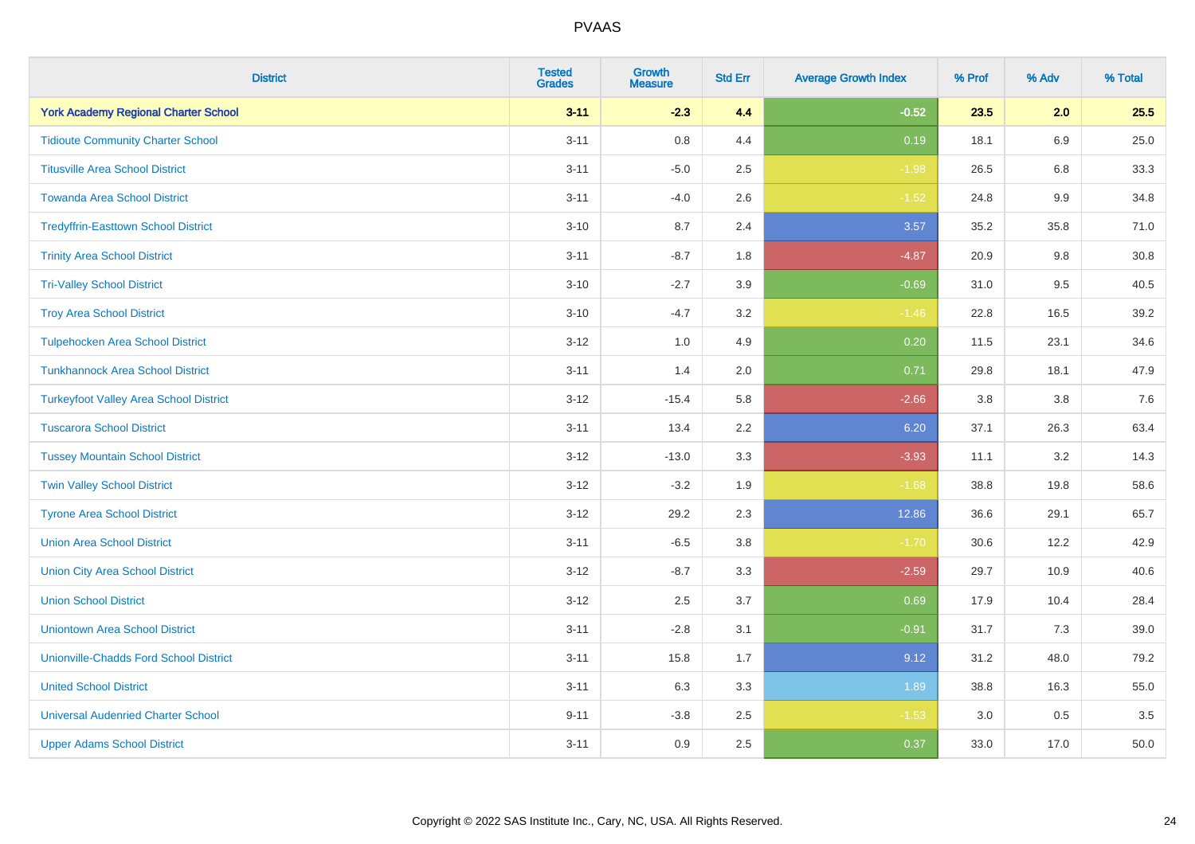# PVAAS

| District | Tested Grades | Growth Measure | Std Err | Average Growth Index | % Prof | % Adv | % Total |
|---|---|---|---|---|---|---|---|
| **York Academy Regional Charter School** | **3-11** | **-2.3** | **4.4** | **-0.52** | **23.5** | **2.0** | **25.5** |
| Tidioute Community Charter School | 3-11 | 0.8 | 4.4 | 0.19 | 18.1 | 6.9 | 25.0 |
| Titusville Area School District | 3-11 | -5.0 | 2.5 | -1.98 | 26.5 | 6.8 | 33.3 |
| Towanda Area School District | 3-11 | -4.0 | 2.6 | -1.52 | 24.8 | 9.9 | 34.8 |
| Tredyffrin-Easttown School District | 3-10 | 8.7 | 2.4 | 3.57 | 35.2 | 35.8 | 71.0 |
| Trinity Area School District | 3-11 | -8.7 | 1.8 | -4.87 | 20.9 | 9.8 | 30.8 |
| Tri-Valley School District | 3-10 | -2.7 | 3.9 | -0.69 | 31.0 | 9.5 | 40.5 |
| Troy Area School District | 3-10 | -4.7 | 3.2 | -1.46 | 22.8 | 16.5 | 39.2 |
| Tulpehocken Area School District | 3-12 | 1.0 | 4.9 | 0.20 | 11.5 | 23.1 | 34.6 |
| Tunkhannock Area School District | 3-11 | 1.4 | 2.0 | 0.71 | 29.8 | 18.1 | 47.9 |
| Turkeyfoot Valley Area School District | 3-12 | -15.4 | 5.8 | -2.66 | 3.8 | 3.8 | 7.6 |
| Tuscarora School District | 3-11 | 13.4 | 2.2 | 6.20 | 37.1 | 26.3 | 63.4 |
| Tussey Mountain School District | 3-12 | -13.0 | 3.3 | -3.93 | 11.1 | 3.2 | 14.3 |
| Twin Valley School District | 3-12 | -3.2 | 1.9 | -1.68 | 38.8 | 19.8 | 58.6 |
| Tyrone Area School District | 3-12 | 29.2 | 2.3 | 12.86 | 36.6 | 29.1 | 65.7 |
| Union Area School District | 3-11 | -6.5 | 3.8 | -1.70 | 30.6 | 12.2 | 42.9 |
| Union City Area School District | 3-12 | -8.7 | 3.3 | -2.59 | 29.7 | 10.9 | 40.6 |
| Union School District | 3-12 | 2.5 | 3.7 | 0.69 | 17.9 | 10.4 | 28.4 |
| Uniontown Area School District | 3-11 | -2.8 | 3.1 | -0.91 | 31.7 | 7.3 | 39.0 |
| Unionville-Chadds Ford School District | 3-11 | 15.8 | 1.7 | 9.12 | 31.2 | 48.0 | 79.2 |
| United School District | 3-11 | 6.3 | 3.3 | 1.89 | 38.8 | 16.3 | 55.0 |
| Universal Audenried Charter School | 9-11 | -3.8 | 2.5 | -1.53 | 3.0 | 0.5 | 3.5 |
| Upper Adams School District | 3-11 | 0.9 | 2.5 | 0.37 | 33.0 | 17.0 | 50.0 |

Copyright © 2022 SAS Institute Inc., Cary, NC, USA. All Rights Reserved.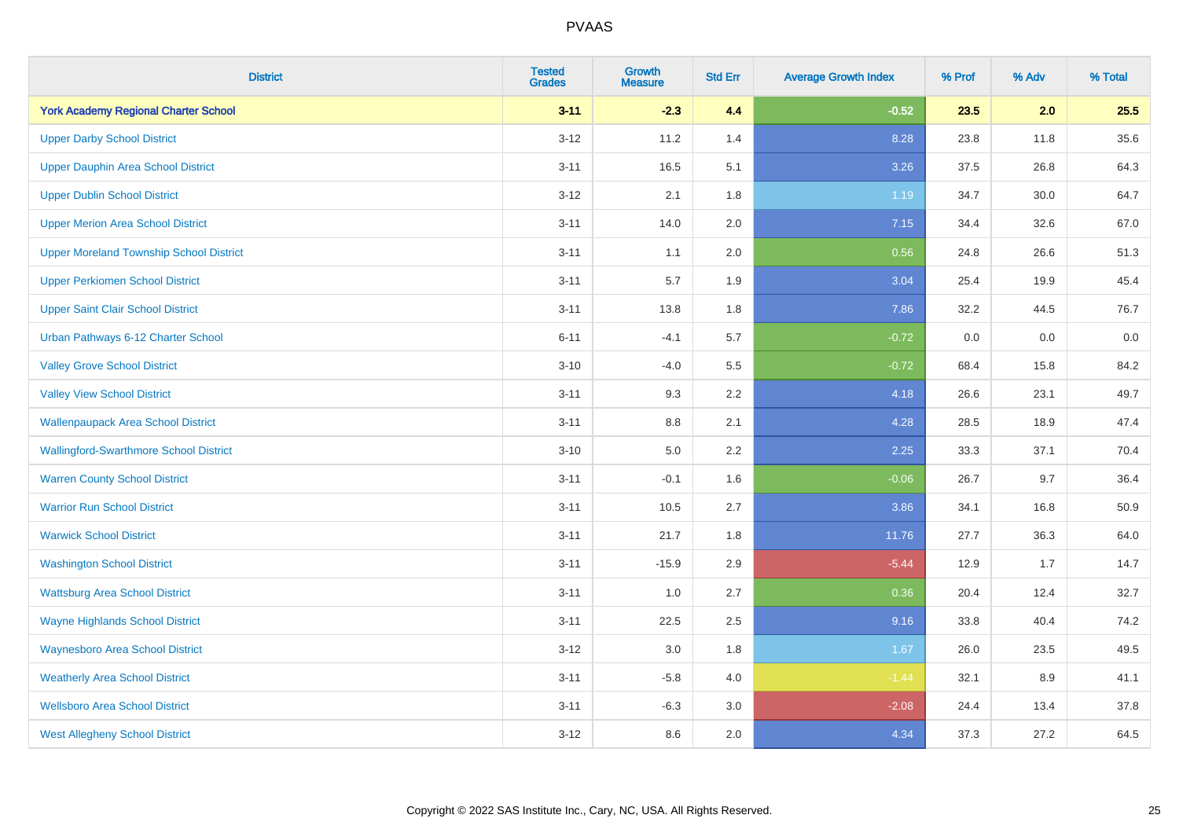| District | Tested Grades | Growth Measure | Std Err | Average Growth Index | % Prof | % Adv | % Total |
|---|---|---|---|---|---|---|---|
| **York Academy Regional Charter School** | **3-11** | **-2.3** | **4.4** | **-0.52** | **23.5** | **2.0** | **25.5** |
| Upper Darby School District | 3-12 | 11.2 | 1.4 | 8.28 | 23.8 | 11.8 | 35.6 |
| Upper Dauphin Area School District | 3-11 | 16.5 | 5.1 | 3.26 | 37.5 | 26.8 | 64.3 |
| Upper Dublin School District | 3-12 | 2.1 | 1.8 | 1.19 | 34.7 | 30.0 | 64.7 |
| Upper Merion Area School District | 3-11 | 14.0 | 2.0 | 7.15 | 34.4 | 32.6 | 67.0 |
| Upper Moreland Township School District | 3-11 | 1.1 | 2.0 | 0.56 | 24.8 | 26.6 | 51.3 |
| Upper Perkiomen School District | 3-11 | 5.7 | 1.9 | 3.04 | 25.4 | 19.9 | 45.4 |
| Upper Saint Clair School District | 3-11 | 13.8 | 1.8 | 7.86 | 32.2 | 44.5 | 76.7 |
| Urban Pathways 6-12 Charter School | 6-11 | -4.1 | 5.7 | -0.72 | 0.0 | 0.0 | 0.0 |
| Valley Grove School District | 3-10 | -4.0 | 5.5 | -0.72 | 68.4 | 15.8 | 84.2 |
| Valley View School District | 3-11 | 9.3 | 2.2 | 4.18 | 26.6 | 23.1 | 49.7 |
| Wallenpaupack Area School District | 3-11 | 8.8 | 2.1 | 4.28 | 28.5 | 18.9 | 47.4 |
| Wallingford-Swarthmore School District | 3-10 | 5.0 | 2.2 | 2.25 | 33.3 | 37.1 | 70.4 |
| Warren County School District | 3-11 | -0.1 | 1.6 | -0.06 | 26.7 | 9.7 | 36.4 |
| Warrior Run School District | 3-11 | 10.5 | 2.7 | 3.86 | 34.1 | 16.8 | 50.9 |
| Warwick School District | 3-11 | 21.7 | 1.8 | 11.76 | 27.7 | 36.3 | 64.0 |
| Washington School District | 3-11 | -15.9 | 2.9 | -5.44 | 12.9 | 1.7 | 14.7 |
| Wattsburg Area School District | 3-11 | 1.0 | 2.7 | 0.36 | 20.4 | 12.4 | 32.7 |
| Wayne Highlands School District | 3-11 | 22.5 | 2.5 | 9.16 | 33.8 | 40.4 | 74.2 |
| Waynesboro Area School District | 3-12 | 3.0 | 1.8 | 1.67 | 26.0 | 23.5 | 49.5 |
| Weatherly Area School District | 3-11 | -5.8 | 4.0 | -1.44 | 32.1 | 8.9 | 41.1 |
| Wellsboro Area School District | 3-11 | -6.3 | 3.0 | -2.08 | 24.4 | 13.4 | 37.8 |
| West Allegheny School District | 3-12 | 8.6 | 2.0 | 4.34 | 37.3 | 27.2 | 64.5 |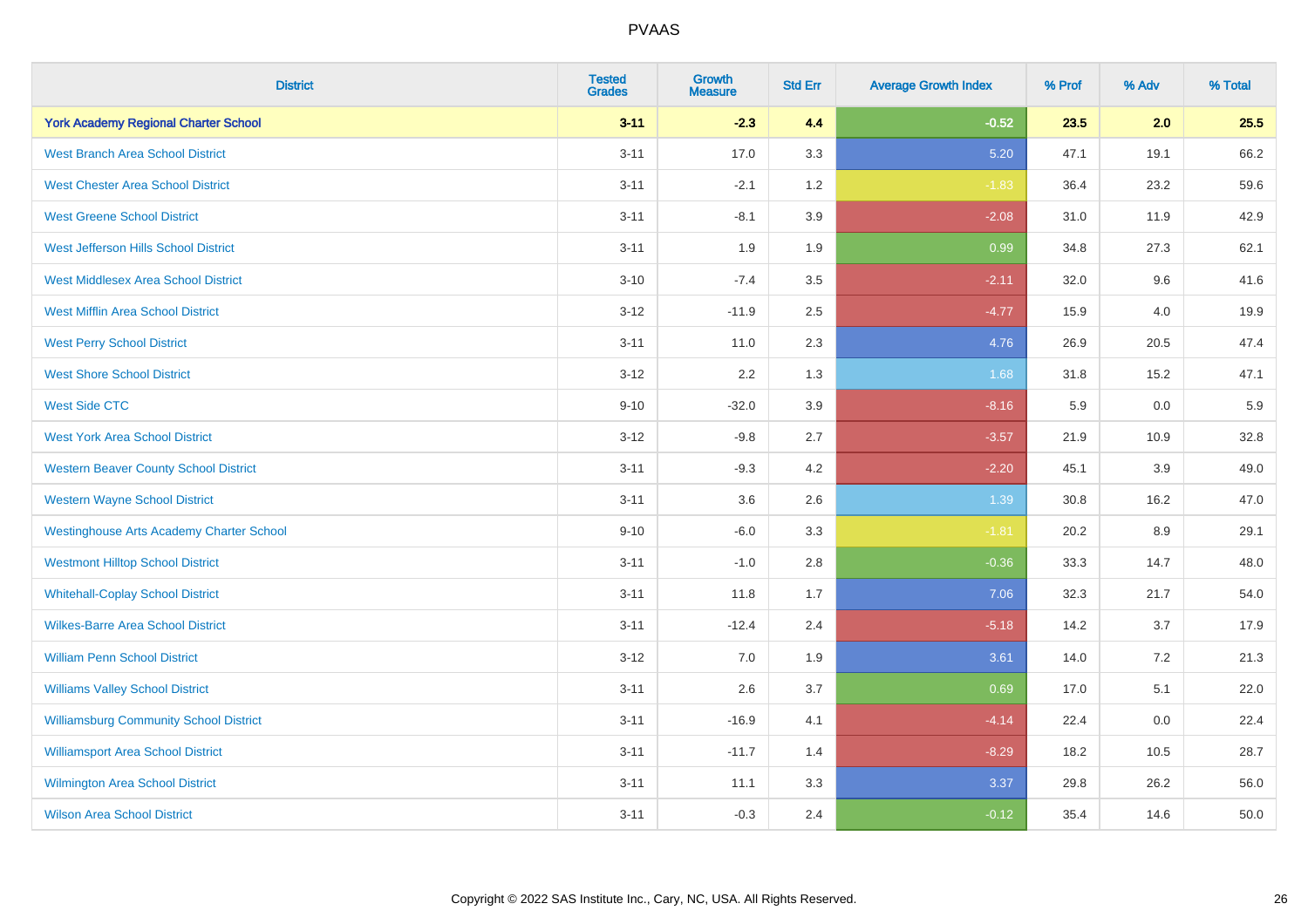# PVAAS

| District | Tested Grades | Growth Measure | Std Err | Average Growth Index | % Prof | % Adv | % Total |
|---|---|---|---|---|---|---|---|
| **York Academy Regional Charter School** | **3-11** | **-2.3** | **4.4** | **-0.52** | **23.5** | **2.0** | **25.5** |
| West Branch Area School District | 3-11 | 17.0 | 3.3 | 5.20 | 47.1 | 19.1 | 66.2 |
| West Chester Area School District | 3-11 | -2.1 | 1.2 | -1.83 | 36.4 | 23.2 | 59.6 |
| West Greene School District | 3-11 | -8.1 | 3.9 | -2.08 | 31.0 | 11.9 | 42.9 |
| West Jefferson Hills School District | 3-11 | 1.9 | 1.9 | 0.99 | 34.8 | 27.3 | 62.1 |
| West Middlesex Area School District | 3-10 | -7.4 | 3.5 | -2.11 | 32.0 | 9.6 | 41.6 |
| West Mifflin Area School District | 3-12 | -11.9 | 2.5 | -4.77 | 15.9 | 4.0 | 19.9 |
| West Perry School District | 3-11 | 11.0 | 2.3 | 4.76 | 26.9 | 20.5 | 47.4 |
| West Shore School District | 3-12 | 2.2 | 1.3 | 1.68 | 31.8 | 15.2 | 47.1 |
| West Side CTC | 9-10 | -32.0 | 3.9 | -8.16 | 5.9 | 0.0 | 5.9 |
| West York Area School District | 3-12 | -9.8 | 2.7 | -3.57 | 21.9 | 10.9 | 32.8 |
| Western Beaver County School District | 3-11 | -9.3 | 4.2 | -2.20 | 45.1 | 3.9 | 49.0 |
| Western Wayne School District | 3-11 | 3.6 | 2.6 | 1.39 | 30.8 | 16.2 | 47.0 |
| Westinghouse Arts Academy Charter School | 9-10 | -6.0 | 3.3 | -1.81 | 20.2 | 8.9 | 29.1 |
| Westmont Hilltop School District | 3-11 | -1.0 | 2.8 | -0.36 | 33.3 | 14.7 | 48.0 |
| Whitehall-Coplay School District | 3-11 | 11.8 | 1.7 | 7.06 | 32.3 | 21.7 | 54.0 |
| Wilkes-Barre Area School District | 3-11 | -12.4 | 2.4 | -5.18 | 14.2 | 3.7 | 17.9 |
| William Penn School District | 3-12 | 7.0 | 1.9 | 3.61 | 14.0 | 7.2 | 21.3 |
| Williams Valley School District | 3-11 | 2.6 | 3.7 | 0.69 | 17.0 | 5.1 | 22.0 |
| Williamsburg Community School District | 3-11 | -16.9 | 4.1 | -4.14 | 22.4 | 0.0 | 22.4 |
| Williamsport Area School District | 3-11 | -11.7 | 1.4 | -8.29 | 18.2 | 10.5 | 28.7 |
| Wilmington Area School District | 3-11 | 11.1 | 3.3 | 3.37 | 29.8 | 26.2 | 56.0 |
| Wilson Area School District | 3-11 | -0.3 | 2.4 | -0.12 | 35.4 | 14.6 | 50.0 |

Copyright © 2022 SAS Institute Inc., Cary, NC, USA. All Rights Reserved.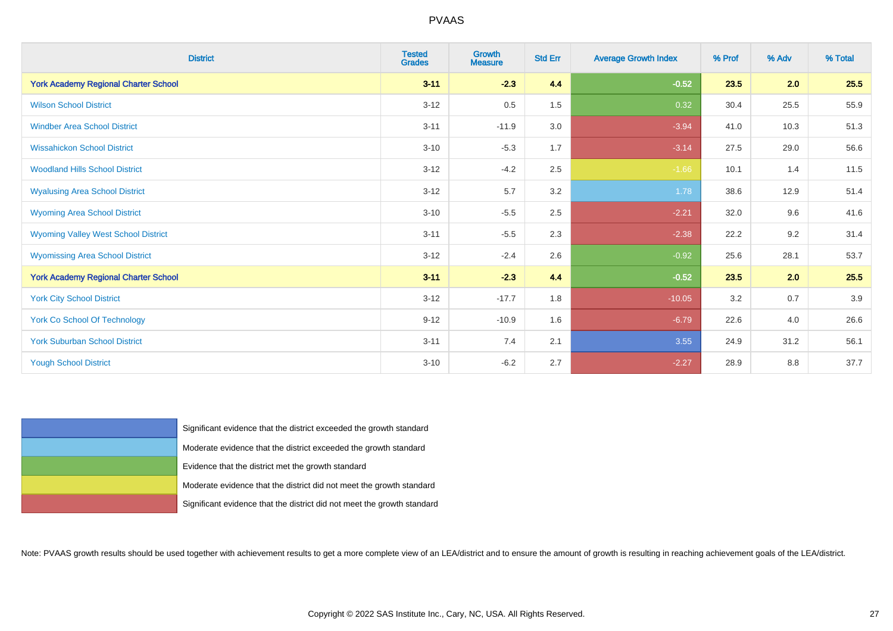# PVAAS

| District | Tested Grades | Growth Measure | Std Err | Average Growth Index | % Prof | % Adv | % Total |
|---|---|---|---|---|---|---|---|
| **York Academy Regional Charter School** | **3-11** | **-2.3** | **4.4** | **-0.52** | **23.5** | **2.0** | **25.5** |
| Wilson School District | 3-12 | 0.5 | 1.5 | 0.32 | 30.4 | 25.5 | 55.9 |
| Windber Area School District | 3-11 | -11.9 | 3.0 | -3.94 | 41.0 | 10.3 | 51.3 |
| Wissahickon School District | 3-10 | -5.3 | 1.7 | -3.14 | 27.5 | 29.0 | 56.6 |
| Woodland Hills School District | 3-12 | -4.2 | 2.5 | -1.66 | 10.1 | 1.4 | 11.5 |
| Wyalusing Area School District | 3-12 | 5.7 | 3.2 | 1.78 | 38.6 | 12.9 | 51.4 |
| Wyoming Area School District | 3-10 | -5.5 | 2.5 | -2.21 | 32.0 | 9.6 | 41.6 |
| Wyoming Valley West School District | 3-11 | -5.5 | 2.3 | -2.38 | 22.2 | 9.2 | 31.4 |
| Wyomissing Area School District | 3-12 | -2.4 | 2.6 | -0.92 | 25.6 | 28.1 | 53.7 |
| **York Academy Regional Charter School** | **3-11** | **-2.3** | **4.4** | **-0.52** | **23.5** | **2.0** | **25.5** |
| York City School District | 3-12 | -17.7 | 1.8 | -10.05 | 3.2 | 0.7 | 3.9 |
| York Co School Of Technology | 9-12 | -10.9 | 1.6 | -6.79 | 22.6 | 4.0 | 26.6 |
| York Suburban School District | 3-11 | 7.4 | 2.1 | 3.55 | 24.9 | 31.2 | 56.1 |
| Yough School District | 3-10 | -6.2 | 2.7 | -2.27 | 28.9 | 8.8 | 37.7 |

- Significant evidence that the district exceeded the growth standard
- Moderate evidence that the district exceeded the growth standard
- Evidence that the district met the growth standard
- Moderate evidence that the district did not meet the growth standard
- Significant evidence that the district did not meet the growth standard

Note: PVAAS growth results should be used together with achievement results to get a more complete view of an LEA/district and to ensure the amount of growth is resulting in reaching achievement goals of the LEA/district.

Copyright © 2022 SAS Institute Inc., Cary, NC, USA. All Rights Reserved.